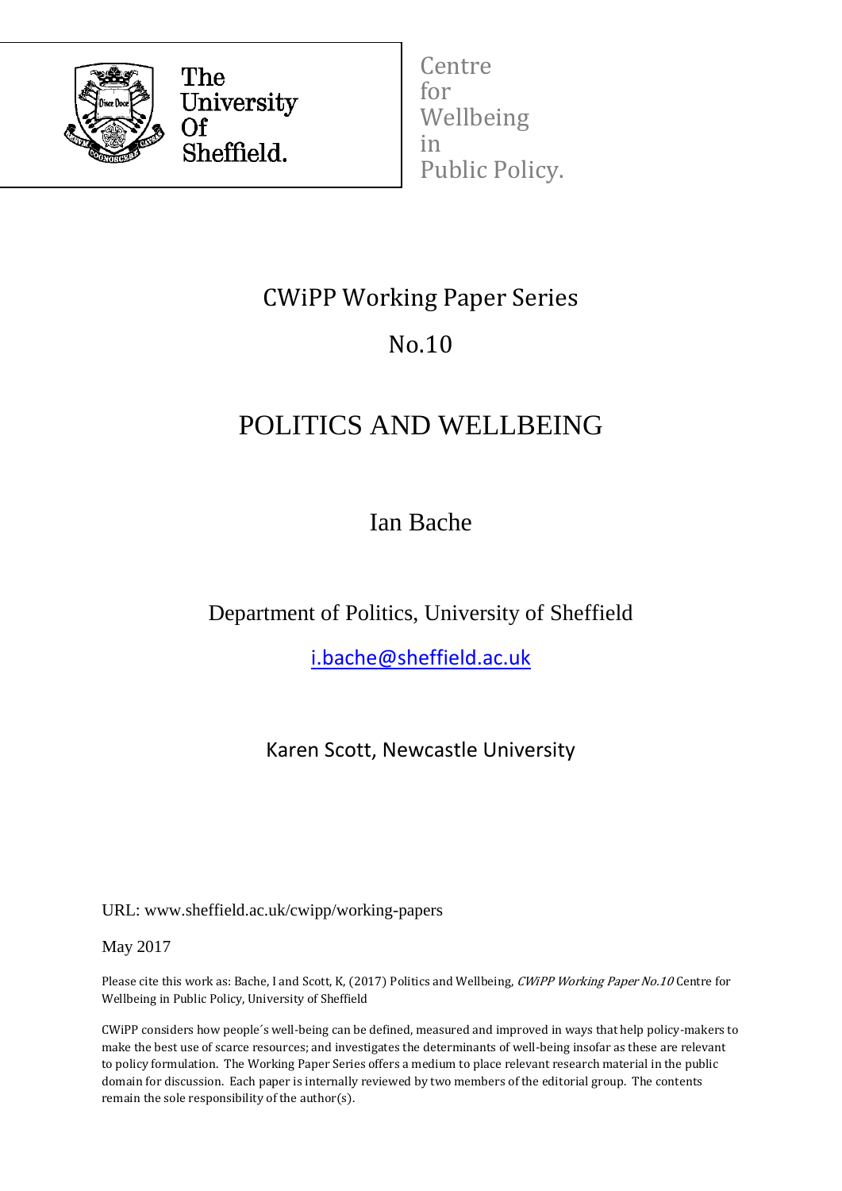The University Of Sheffield.

Centre for Wellbeing in Public Policy.

CWiPP Working Paper Series

No.10

# POLITICS AND WELLBEING

Ian Bache

Department of Politics, University of Sheffield

i.bache@sheffield.ac.uk

Karen Scott, Newcastle University

URL: www.sheffield.ac.uk/cwipp/working-papers

May 2017

Please cite this work as: Bache, I and Scott, K, (2017) Politics and Wellbeing, *CWiPP Working Paper No.10* Centre for Wellbeing in Public Policy, University of Sheffield

CWiPP considers how people´s well-being can be defined, measured and improved in ways that help policy-makers to make the best use of scarce resources; and investigates the determinants of well-being insofar as these are relevant to policy formulation. The Working Paper Series offers a medium to place relevant research material in the public domain for discussion. Each paper is internally reviewed by two members of the editorial group. The contents remain the sole responsibility of the author(s).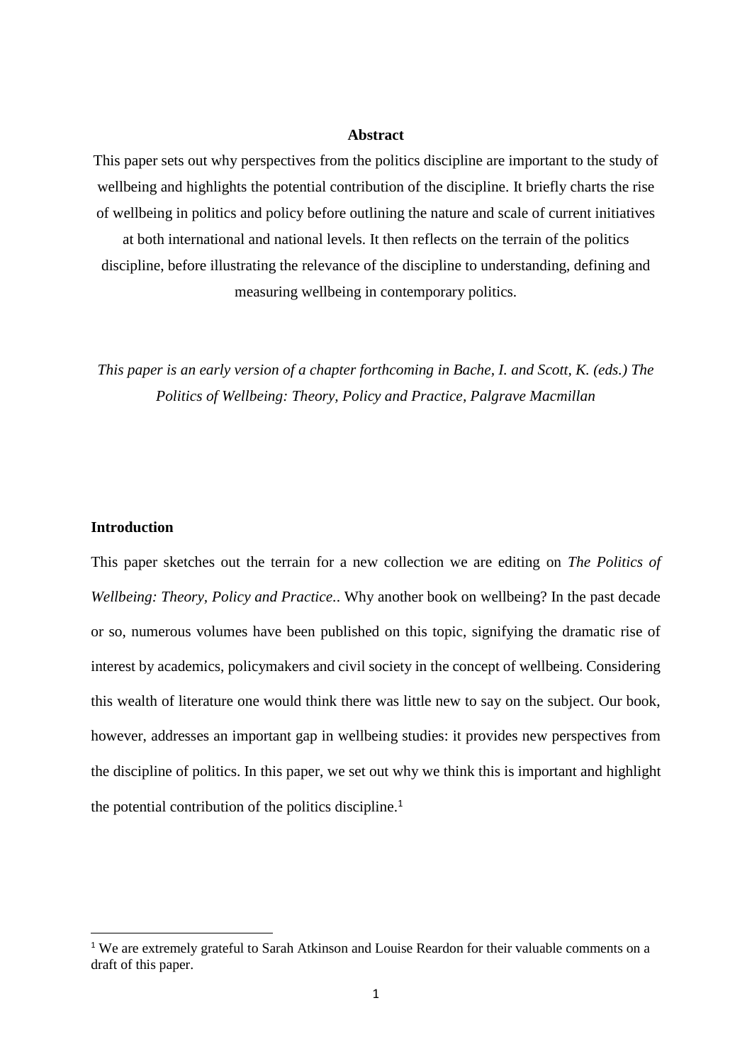**Abstract**

This paper sets out why perspectives from the politics discipline are important to the study of wellbeing and highlights the potential contribution of the discipline. It briefly charts the rise of wellbeing in politics and policy before outlining the nature and scale of current initiatives at both international and national levels. It then reflects on the terrain of the politics discipline, before illustrating the relevance of the discipline to understanding, defining and measuring wellbeing in contemporary politics.

*This paper is an early version of a chapter forthcoming in Bache, I. and Scott, K. (eds.) The Politics of Wellbeing: Theory, Policy and Practice, Palgrave Macmillan*

## Introduction

This paper sketches out the terrain for a new collection we are editing on *The Politics of Wellbeing: Theory, Policy and Practice.*. Why another book on wellbeing? In the past decade or so, numerous volumes have been published on this topic, signifying the dramatic rise of interest by academics, policymakers and civil society in the concept of wellbeing. Considering this wealth of literature one would think there was little new to say on the subject. Our book, however, addresses an important gap in wellbeing studies: it provides new perspectives from the discipline of politics. In this paper, we set out why we think this is important and highlight the potential contribution of the politics discipline.[1]

[1] We are extremely grateful to Sarah Atkinson and Louise Reardon for their valuable comments on a draft of this paper.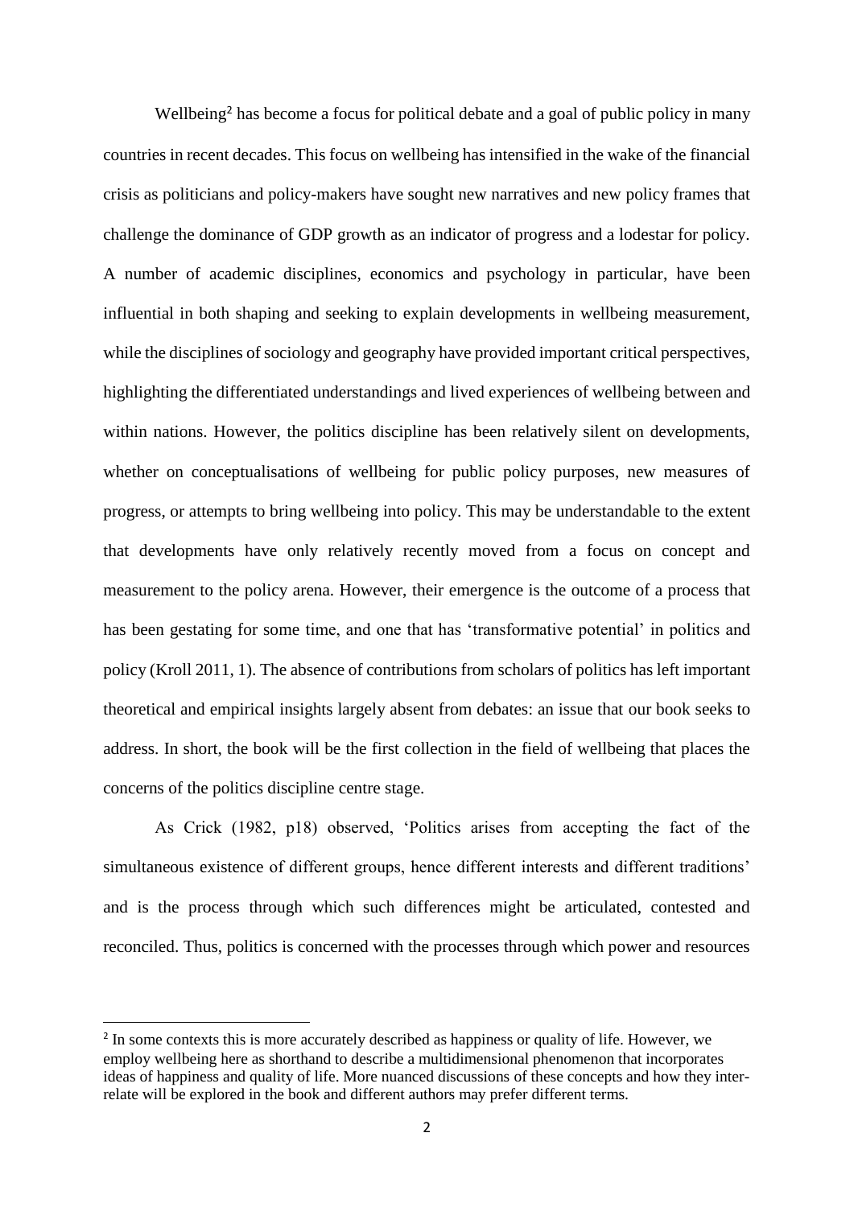Wellbeing[2] has become a focus for political debate and a goal of public policy in many countries in recent decades. This focus on wellbeing has intensified in the wake of the financial crisis as politicians and policy-makers have sought new narratives and new policy frames that challenge the dominance of GDP growth as an indicator of progress and a lodestar for policy. A number of academic disciplines, economics and psychology in particular, have been influential in both shaping and seeking to explain developments in wellbeing measurement, while the disciplines of sociology and geography have provided important critical perspectives, highlighting the differentiated understandings and lived experiences of wellbeing between and within nations. However, the politics discipline has been relatively silent on developments, whether on conceptualisations of wellbeing for public policy purposes, new measures of progress, or attempts to bring wellbeing into policy. This may be understandable to the extent that developments have only relatively recently moved from a focus on concept and measurement to the policy arena. However, their emergence is the outcome of a process that has been gestating for some time, and one that has 'transformative potential' in politics and policy (Kroll 2011, 1). The absence of contributions from scholars of politics has left important theoretical and empirical insights largely absent from debates: an issue that our book seeks to address. In short, the book will be the first collection in the field of wellbeing that places the concerns of the politics discipline centre stage.

As Crick (1982, p18) observed, 'Politics arises from accepting the fact of the simultaneous existence of different groups, hence different interests and different traditions' and is the process through which such differences might be articulated, contested and reconciled. Thus, politics is concerned with the processes through which power and resources

[2] In some contexts this is more accurately described as happiness or quality of life. However, we employ wellbeing here as shorthand to describe a multidimensional phenomenon that incorporates ideas of happiness and quality of life. More nuanced discussions of these concepts and how they inter-relate will be explored in the book and different authors may prefer different terms.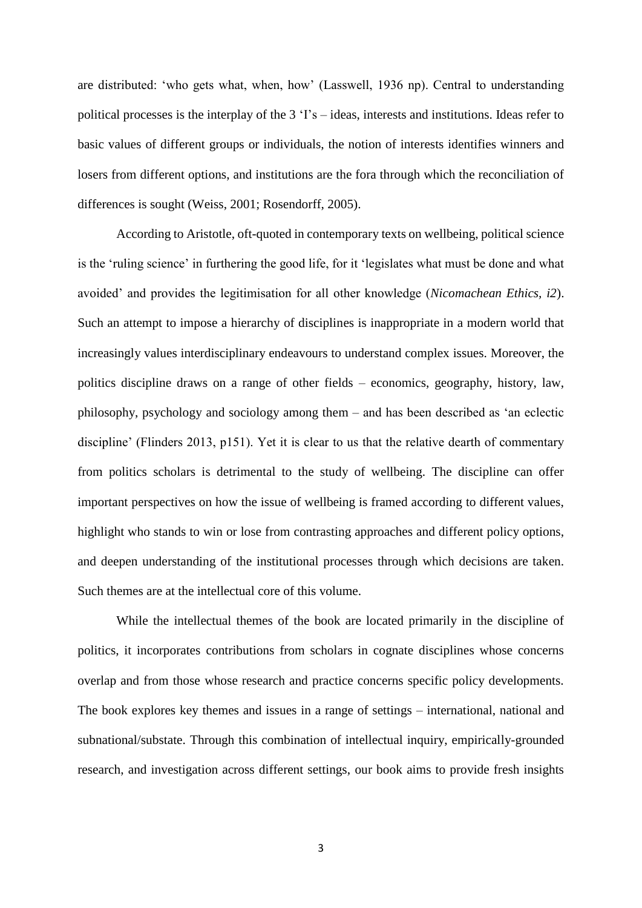are distributed: 'who gets what, when, how' (Lasswell, 1936 np). Central to understanding political processes is the interplay of the 3 'I's – ideas, interests and institutions. Ideas refer to basic values of different groups or individuals, the notion of interests identifies winners and losers from different options, and institutions are the fora through which the reconciliation of differences is sought (Weiss, 2001; Rosendorff, 2005).

According to Aristotle, oft-quoted in contemporary texts on wellbeing, political science is the 'ruling science' in furthering the good life, for it 'legislates what must be done and what avoided' and provides the legitimisation for all other knowledge (*Nicomachean Ethics, i2*). Such an attempt to impose a hierarchy of disciplines is inappropriate in a modern world that increasingly values interdisciplinary endeavours to understand complex issues. Moreover, the politics discipline draws on a range of other fields – economics, geography, history, law, philosophy, psychology and sociology among them – and has been described as 'an eclectic discipline' (Flinders 2013, p151). Yet it is clear to us that the relative dearth of commentary from politics scholars is detrimental to the study of wellbeing. The discipline can offer important perspectives on how the issue of wellbeing is framed according to different values, highlight who stands to win or lose from contrasting approaches and different policy options, and deepen understanding of the institutional processes through which decisions are taken. Such themes are at the intellectual core of this volume.

While the intellectual themes of the book are located primarily in the discipline of politics, it incorporates contributions from scholars in cognate disciplines whose concerns overlap and from those whose research and practice concerns specific policy developments. The book explores key themes and issues in a range of settings – international, national and subnational/substate. Through this combination of intellectual inquiry, empirically-grounded research, and investigation across different settings, our book aims to provide fresh insights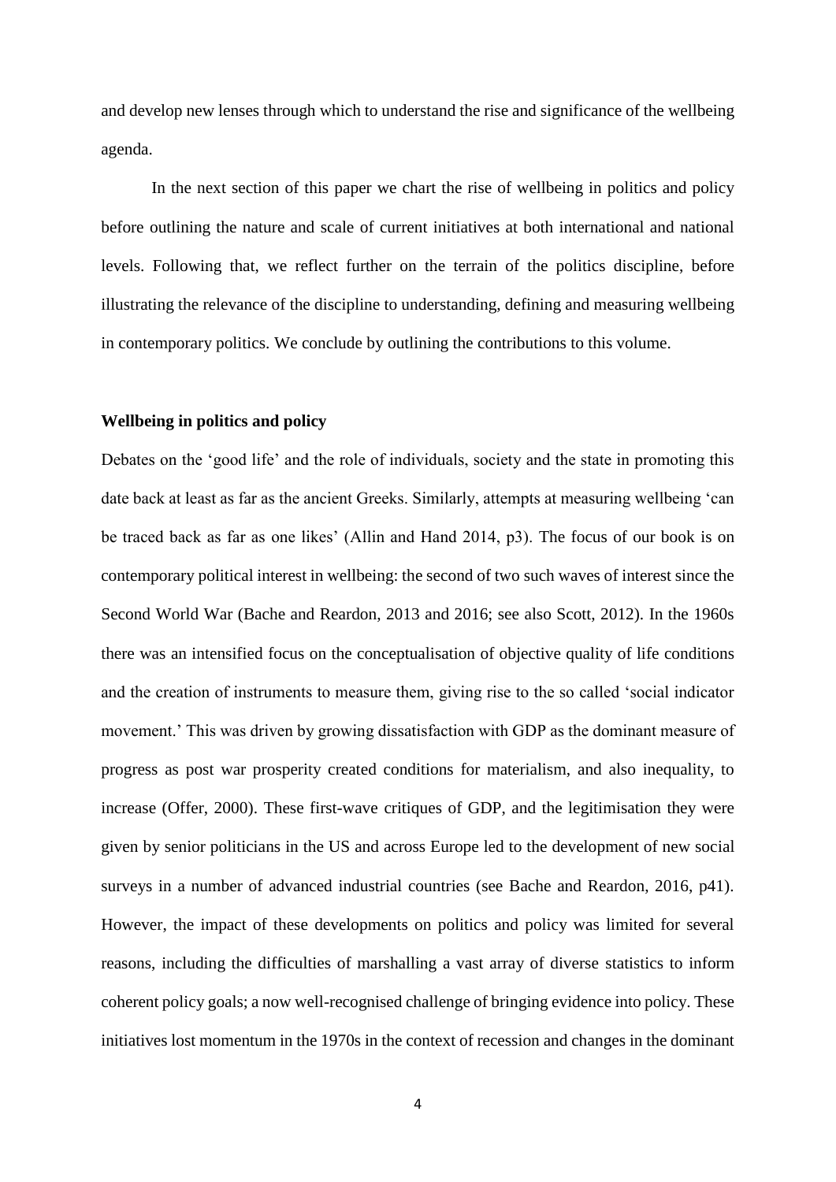and develop new lenses through which to understand the rise and significance of the wellbeing agenda.

In the next section of this paper we chart the rise of wellbeing in politics and policy before outlining the nature and scale of current initiatives at both international and national levels. Following that, we reflect further on the terrain of the politics discipline, before illustrating the relevance of the discipline to understanding, defining and measuring wellbeing in contemporary politics. We conclude by outlining the contributions to this volume.

## Wellbeing in politics and policy

Debates on the 'good life' and the role of individuals, society and the state in promoting this date back at least as far as the ancient Greeks. Similarly, attempts at measuring wellbeing 'can be traced back as far as one likes' (Allin and Hand 2014, p3). The focus of our book is on contemporary political interest in wellbeing: the second of two such waves of interest since the Second World War (Bache and Reardon, 2013 and 2016; see also Scott, 2012). In the 1960s there was an intensified focus on the conceptualisation of objective quality of life conditions and the creation of instruments to measure them, giving rise to the so called 'social indicator movement.' This was driven by growing dissatisfaction with GDP as the dominant measure of progress as post war prosperity created conditions for materialism, and also inequality, to increase (Offer, 2000). These first-wave critiques of GDP, and the legitimisation they were given by senior politicians in the US and across Europe led to the development of new social surveys in a number of advanced industrial countries (see Bache and Reardon, 2016, p41). However, the impact of these developments on politics and policy was limited for several reasons, including the difficulties of marshalling a vast array of diverse statistics to inform coherent policy goals; a now well-recognised challenge of bringing evidence into policy. These initiatives lost momentum in the 1970s in the context of recession and changes in the dominant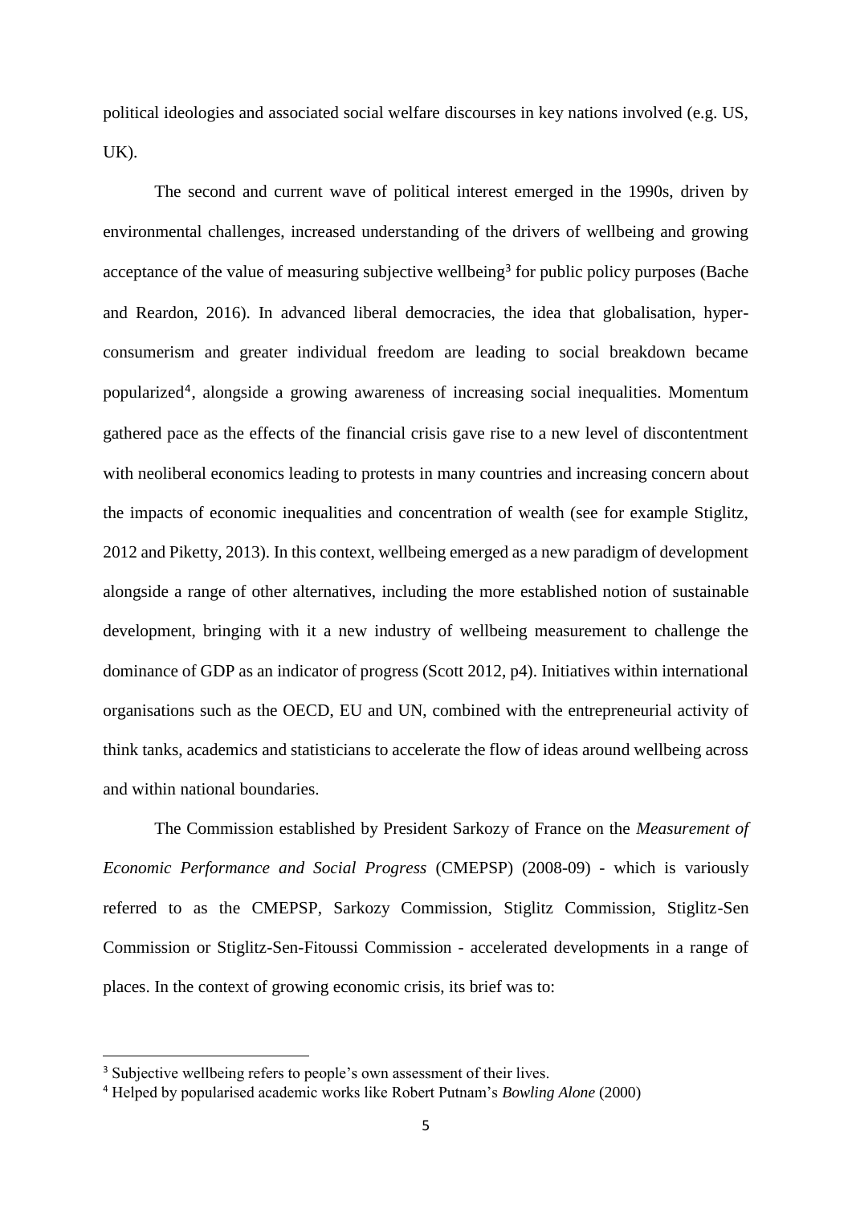political ideologies and associated social welfare discourses in key nations involved (e.g. US, UK).

The second and current wave of political interest emerged in the 1990s, driven by environmental challenges, increased understanding of the drivers of wellbeing and growing acceptance of the value of measuring subjective wellbeing[3] for public policy purposes (Bache and Reardon, 2016). In advanced liberal democracies, the idea that globalisation, hyper-consumerism and greater individual freedom are leading to social breakdown became popularized[4], alongside a growing awareness of increasing social inequalities. Momentum gathered pace as the effects of the financial crisis gave rise to a new level of discontentment with neoliberal economics leading to protests in many countries and increasing concern about the impacts of economic inequalities and concentration of wealth (see for example Stiglitz, 2012 and Piketty, 2013). In this context, wellbeing emerged as a new paradigm of development alongside a range of other alternatives, including the more established notion of sustainable development, bringing with it a new industry of wellbeing measurement to challenge the dominance of GDP as an indicator of progress (Scott 2012, p4). Initiatives within international organisations such as the OECD, EU and UN, combined with the entrepreneurial activity of think tanks, academics and statisticians to accelerate the flow of ideas around wellbeing across and within national boundaries.

The Commission established by President Sarkozy of France on the *Measurement of Economic Performance and Social Progress* (CMEPSP) (2008-09) - which is variously referred to as the CMEPSP, Sarkozy Commission, Stiglitz Commission, Stiglitz-Sen Commission or Stiglitz-Sen-Fitoussi Commission - accelerated developments in a range of places. In the context of growing economic crisis, its brief was to:

---

[3] Subjective wellbeing refers to people's own assessment of their lives.

[4] Helped by popularised academic works like Robert Putnam's *Bowling Alone* (2000)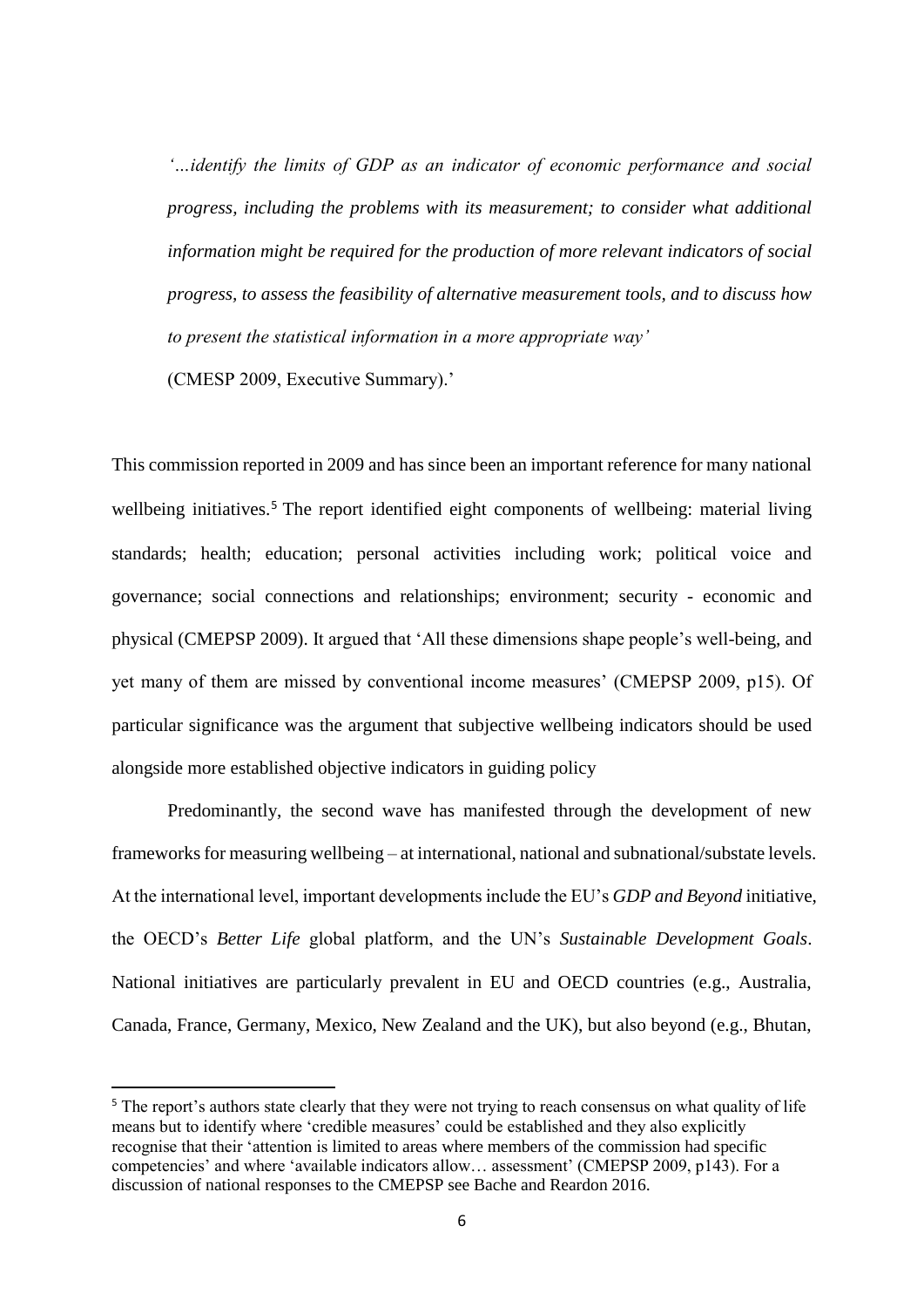> *'...identify the limits of GDP as an indicator of economic performance and social progress, including the problems with its measurement; to consider what additional information might be required for the production of more relevant indicators of social progress, to assess the feasibility of alternative measurement tools, and to discuss how to present the statistical information in a more appropriate way'*
>
> (CMESP 2009, Executive Summary).'

This commission reported in 2009 and has since been an important reference for many national wellbeing initiatives.[5] The report identified eight components of wellbeing: material living standards; health; education; personal activities including work; political voice and governance; social connections and relationships; environment; security - economic and physical (CMEPSP 2009). It argued that 'All these dimensions shape people's well-being, and yet many of them are missed by conventional income measures' (CMEPSP 2009, p15). Of particular significance was the argument that subjective wellbeing indicators should be used alongside more established objective indicators in guiding policy

Predominantly, the second wave has manifested through the development of new frameworks for measuring wellbeing – at international, national and subnational/substate levels. At the international level, important developments include the EU's *GDP and Beyond* initiative, the OECD's *Better Life* global platform, and the UN's *Sustainable Development Goals*. National initiatives are particularly prevalent in EU and OECD countries (e.g., Australia, Canada, France, Germany, Mexico, New Zealand and the UK), but also beyond (e.g., Bhutan,

---

[5] The report's authors state clearly that they were not trying to reach consensus on what quality of life means but to identify where 'credible measures' could be established and they also explicitly recognise that their 'attention is limited to areas where members of the commission had specific competencies' and where 'available indicators allow… assessment' (CMEPSP 2009, p143). For a discussion of national responses to the CMEPSP see Bache and Reardon 2016.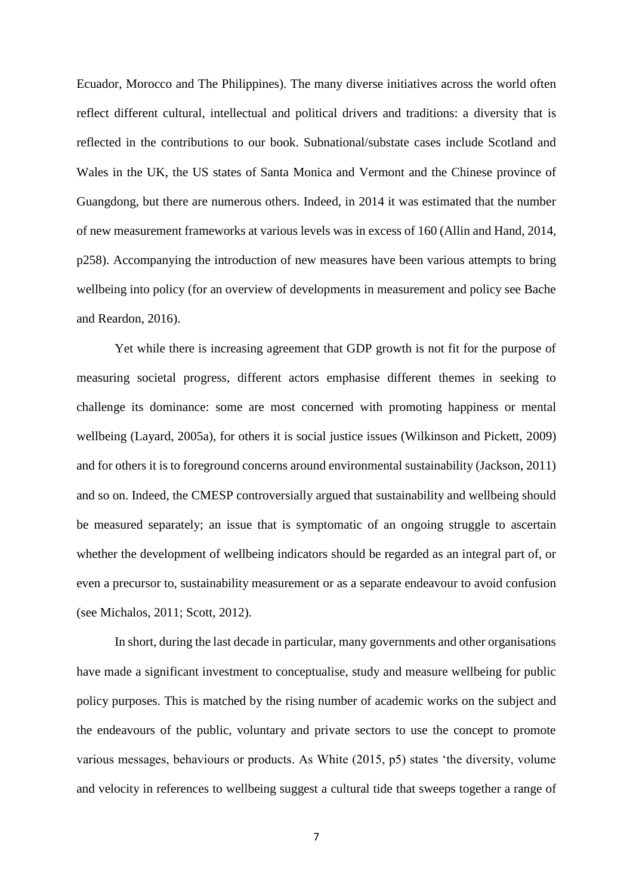Ecuador, Morocco and The Philippines). The many diverse initiatives across the world often reflect different cultural, intellectual and political drivers and traditions: a diversity that is reflected in the contributions to our book. Subnational/substate cases include Scotland and Wales in the UK, the US states of Santa Monica and Vermont and the Chinese province of Guangdong, but there are numerous others. Indeed, in 2014 it was estimated that the number of new measurement frameworks at various levels was in excess of 160 (Allin and Hand, 2014, p258). Accompanying the introduction of new measures have been various attempts to bring wellbeing into policy (for an overview of developments in measurement and policy see Bache and Reardon, 2016).

Yet while there is increasing agreement that GDP growth is not fit for the purpose of measuring societal progress, different actors emphasise different themes in seeking to challenge its dominance: some are most concerned with promoting happiness or mental wellbeing (Layard, 2005a), for others it is social justice issues (Wilkinson and Pickett, 2009) and for others it is to foreground concerns around environmental sustainability (Jackson, 2011) and so on. Indeed, the CMESP controversially argued that sustainability and wellbeing should be measured separately; an issue that is symptomatic of an ongoing struggle to ascertain whether the development of wellbeing indicators should be regarded as an integral part of, or even a precursor to, sustainability measurement or as a separate endeavour to avoid confusion (see Michalos, 2011; Scott, 2012).

In short, during the last decade in particular, many governments and other organisations have made a significant investment to conceptualise, study and measure wellbeing for public policy purposes. This is matched by the rising number of academic works on the subject and the endeavours of the public, voluntary and private sectors to use the concept to promote various messages, behaviours or products. As White (2015, p5) states 'the diversity, volume and velocity in references to wellbeing suggest a cultural tide that sweeps together a range of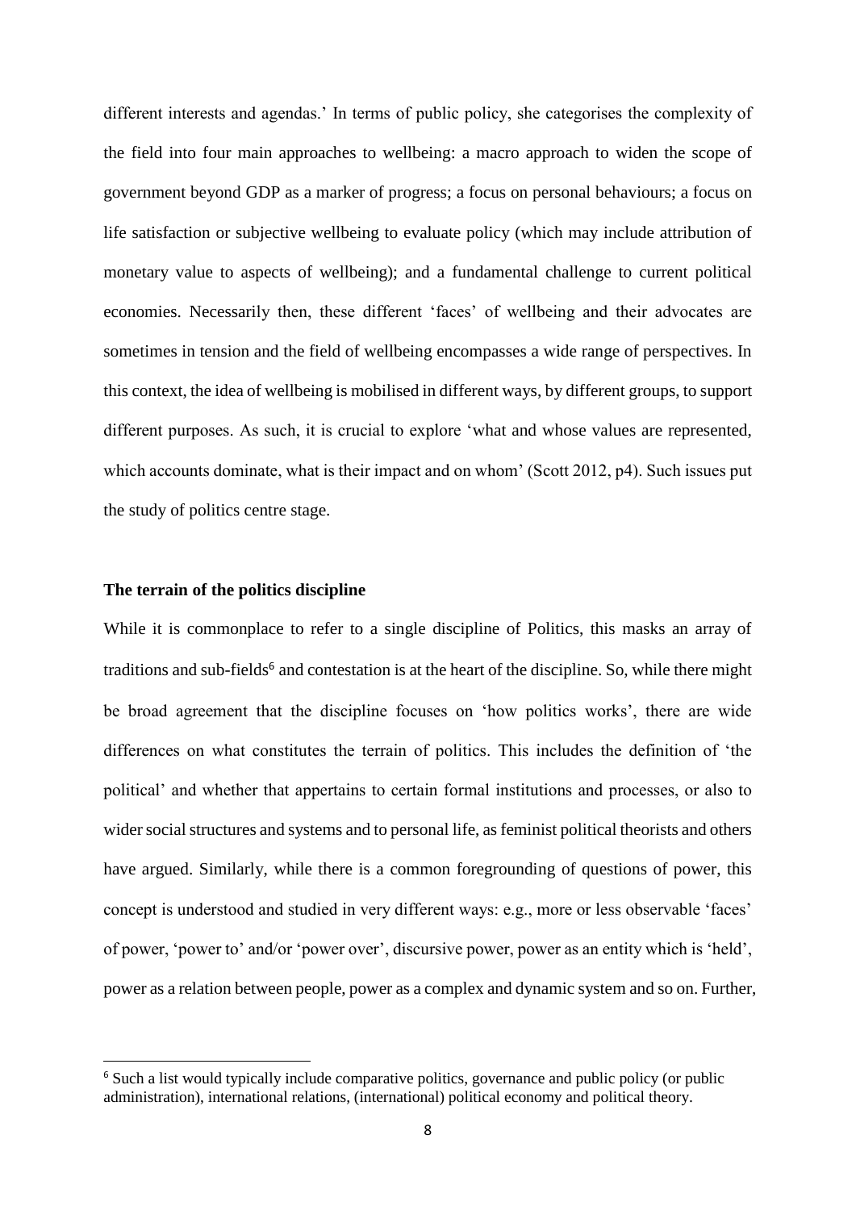different interests and agendas.' In terms of public policy, she categorises the complexity of the field into four main approaches to wellbeing: a macro approach to widen the scope of government beyond GDP as a marker of progress; a focus on personal behaviours; a focus on life satisfaction or subjective wellbeing to evaluate policy (which may include attribution of monetary value to aspects of wellbeing); and a fundamental challenge to current political economies. Necessarily then, these different 'faces' of wellbeing and their advocates are sometimes in tension and the field of wellbeing encompasses a wide range of perspectives. In this context, the idea of wellbeing is mobilised in different ways, by different groups, to support different purposes. As such, it is crucial to explore 'what and whose values are represented, which accounts dominate, what is their impact and on whom' (Scott 2012, p4). Such issues put the study of politics centre stage.

**The terrain of the politics discipline**

While it is commonplace to refer to a single discipline of Politics, this masks an array of traditions and sub-fields[6] and contestation is at the heart of the discipline. So, while there might be broad agreement that the discipline focuses on 'how politics works', there are wide differences on what constitutes the terrain of politics. This includes the definition of 'the political' and whether that appertains to certain formal institutions and processes, or also to wider social structures and systems and to personal life, as feminist political theorists and others have argued. Similarly, while there is a common foregrounding of questions of power, this concept is understood and studied in very different ways: e.g., more or less observable 'faces' of power, 'power to' and/or 'power over', discursive power, power as an entity which is 'held', power as a relation between people, power as a complex and dynamic system and so on. Further,

[6] Such a list would typically include comparative politics, governance and public policy (or public administration), international relations, (international) political economy and political theory.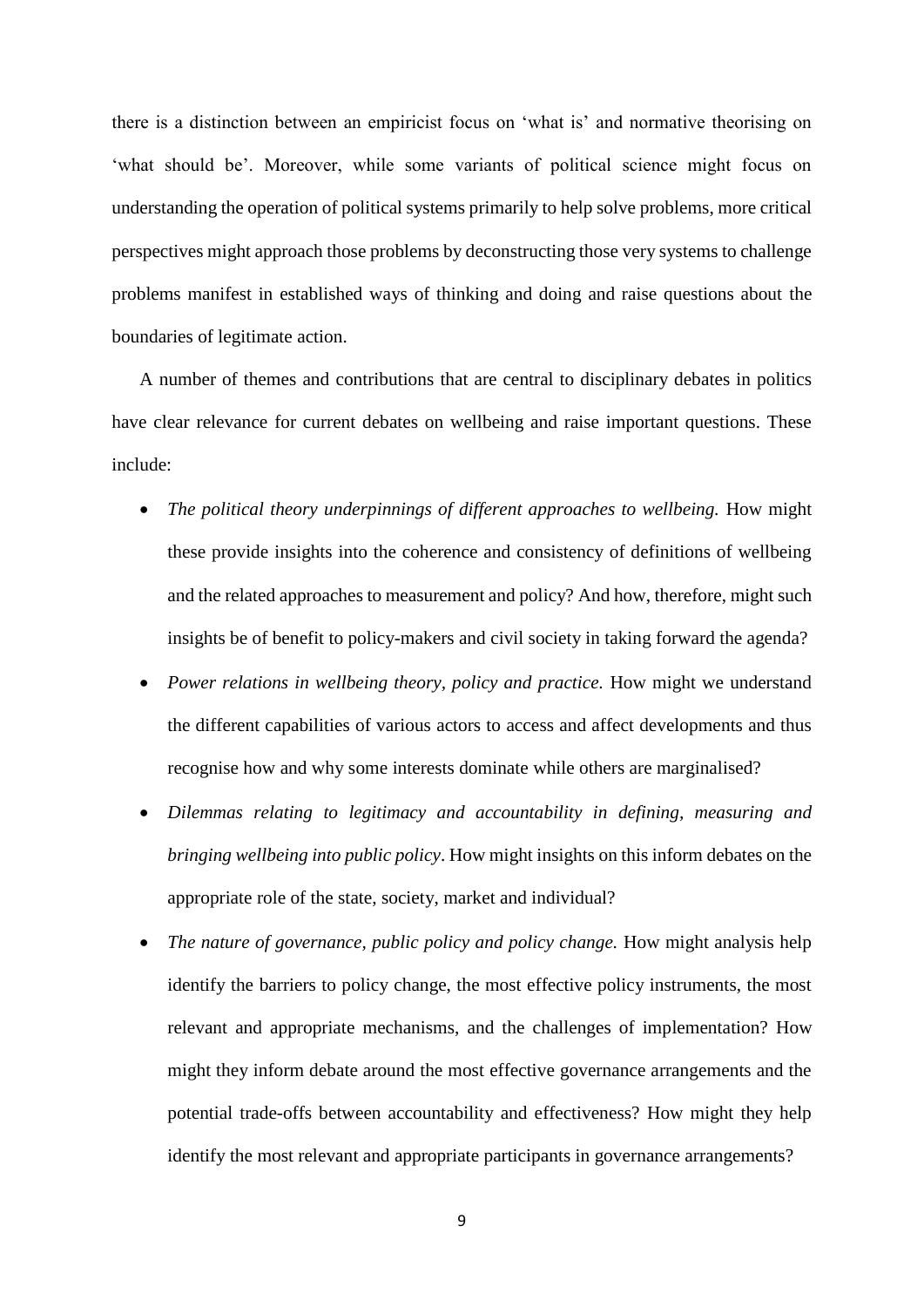there is a distinction between an empiricist focus on 'what is' and normative theorising on 'what should be'. Moreover, while some variants of political science might focus on understanding the operation of political systems primarily to help solve problems, more critical perspectives might approach those problems by deconstructing those very systems to challenge problems manifest in established ways of thinking and doing and raise questions about the boundaries of legitimate action.

A number of themes and contributions that are central to disciplinary debates in politics have clear relevance for current debates on wellbeing and raise important questions. These include:

- *The political theory underpinnings of different approaches to wellbeing.* How might these provide insights into the coherence and consistency of definitions of wellbeing and the related approaches to measurement and policy? And how, therefore, might such insights be of benefit to policy-makers and civil society in taking forward the agenda?
- *Power relations in wellbeing theory, policy and practice.* How might we understand the different capabilities of various actors to access and affect developments and thus recognise how and why some interests dominate while others are marginalised?
- *Dilemmas relating to legitimacy and accountability in defining, measuring and bringing wellbeing into public policy*. How might insights on this inform debates on the appropriate role of the state, society, market and individual?
- *The nature of governance, public policy and policy change.* How might analysis help identify the barriers to policy change, the most effective policy instruments, the most relevant and appropriate mechanisms, and the challenges of implementation? How might they inform debate around the most effective governance arrangements and the potential trade-offs between accountability and effectiveness? How might they help identify the most relevant and appropriate participants in governance arrangements?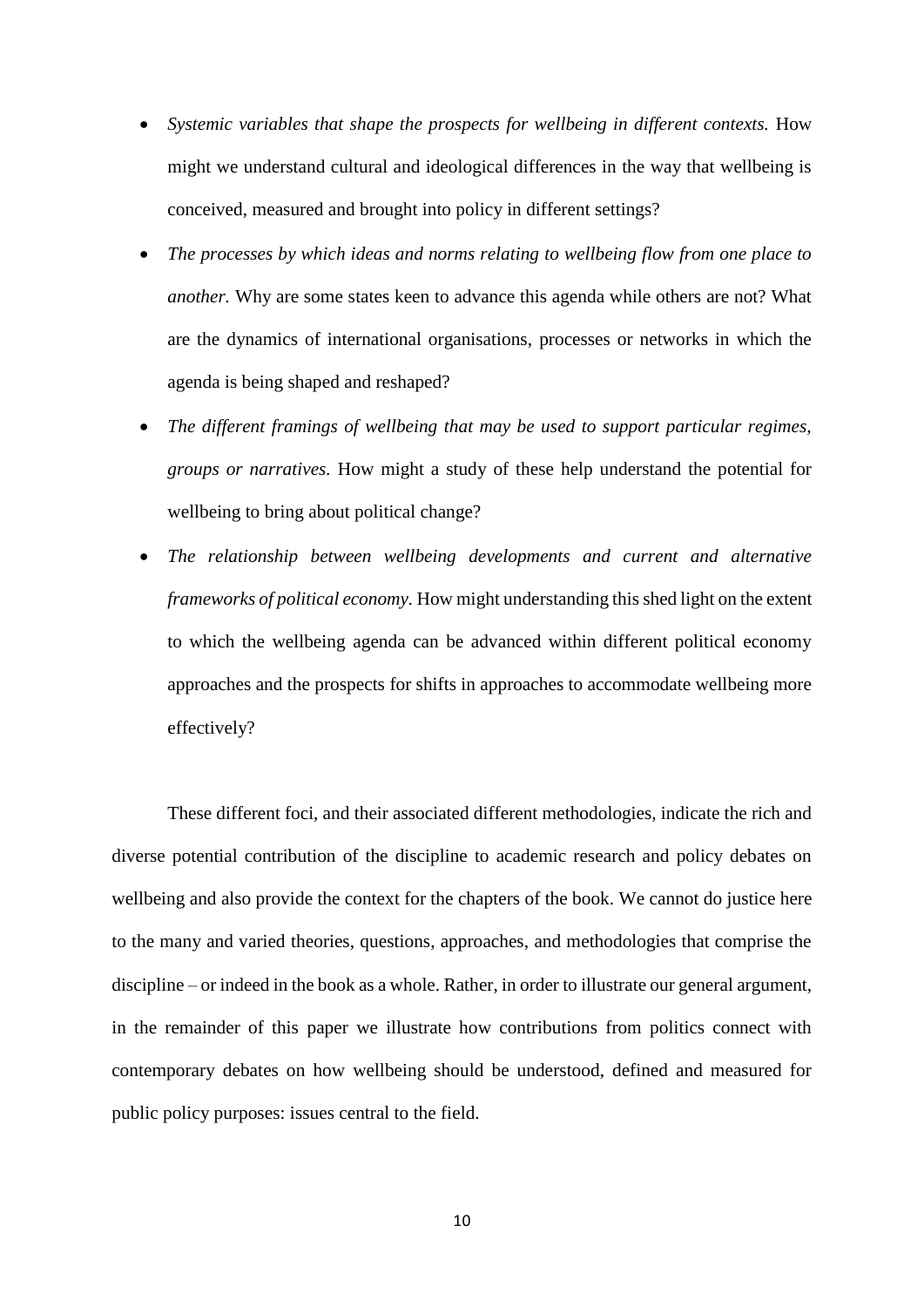- *Systemic variables that shape the prospects for wellbeing in different contexts.* How might we understand cultural and ideological differences in the way that wellbeing is conceived, measured and brought into policy in different settings?
- *The processes by which ideas and norms relating to wellbeing flow from one place to another.* Why are some states keen to advance this agenda while others are not? What are the dynamics of international organisations, processes or networks in which the agenda is being shaped and reshaped?
- *The different framings of wellbeing that may be used to support particular regimes, groups or narratives.* How might a study of these help understand the potential for wellbeing to bring about political change?
- *The relationship between wellbeing developments and current and alternative frameworks of political economy.* How might understanding this shed light on the extent to which the wellbeing agenda can be advanced within different political economy approaches and the prospects for shifts in approaches to accommodate wellbeing more effectively?

These different foci, and their associated different methodologies, indicate the rich and diverse potential contribution of the discipline to academic research and policy debates on wellbeing and also provide the context for the chapters of the book. We cannot do justice here to the many and varied theories, questions, approaches, and methodologies that comprise the discipline – or indeed in the book as a whole. Rather, in order to illustrate our general argument, in the remainder of this paper we illustrate how contributions from politics connect with contemporary debates on how wellbeing should be understood, defined and measured for public policy purposes: issues central to the field.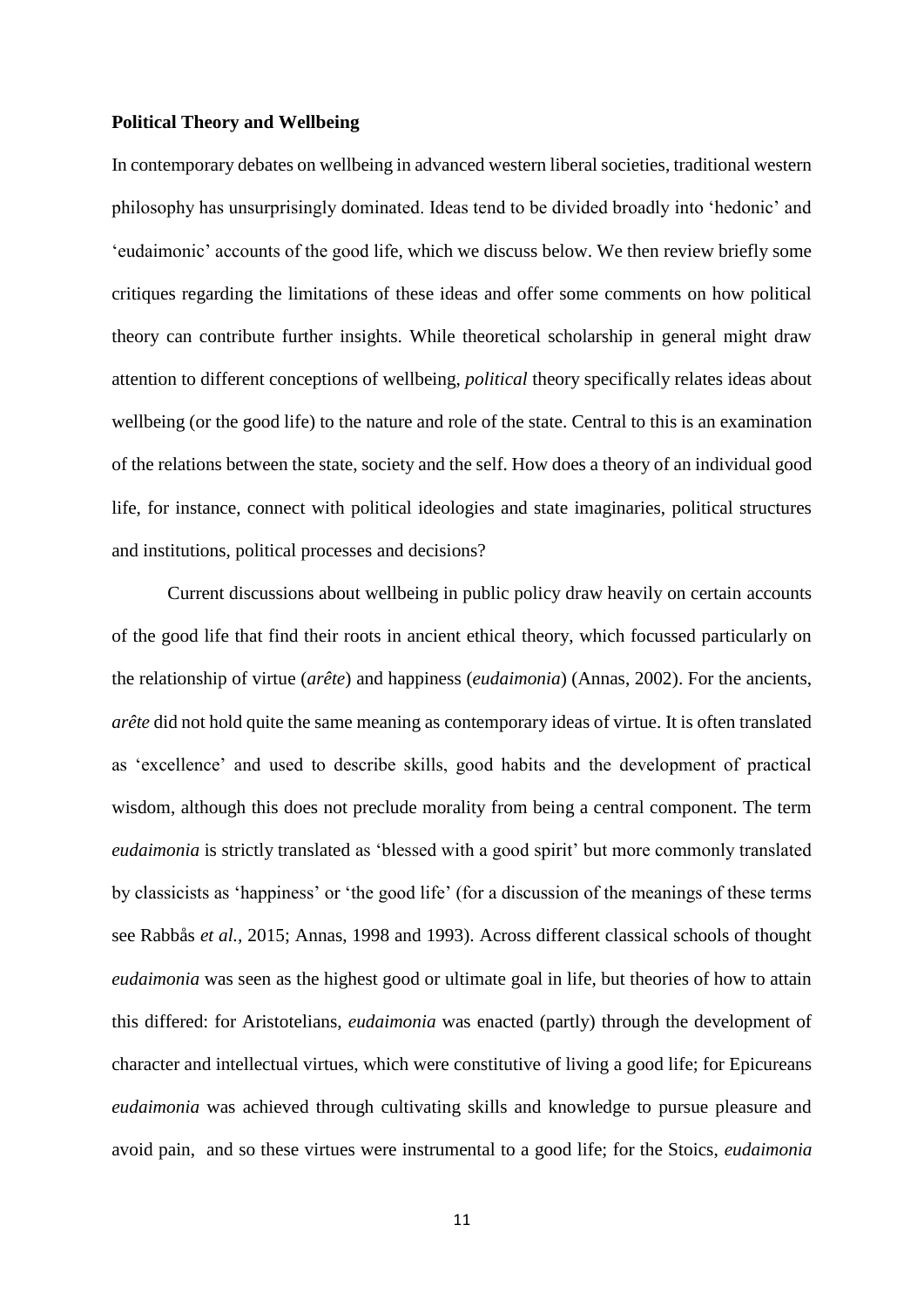**Political Theory and Wellbeing**

In contemporary debates on wellbeing in advanced western liberal societies, traditional western philosophy has unsurprisingly dominated. Ideas tend to be divided broadly into 'hedonic' and 'eudaimonic' accounts of the good life, which we discuss below. We then review briefly some critiques regarding the limitations of these ideas and offer some comments on how political theory can contribute further insights. While theoretical scholarship in general might draw attention to different conceptions of wellbeing, *political* theory specifically relates ideas about wellbeing (or the good life) to the nature and role of the state. Central to this is an examination of the relations between the state, society and the self. How does a theory of an individual good life, for instance, connect with political ideologies and state imaginaries, political structures and institutions, political processes and decisions?

Current discussions about wellbeing in public policy draw heavily on certain accounts of the good life that find their roots in ancient ethical theory, which focussed particularly on the relationship of virtue (*arête*) and happiness (*eudaimonia*) (Annas, 2002). For the ancients, *arête* did not hold quite the same meaning as contemporary ideas of virtue. It is often translated as 'excellence' and used to describe skills, good habits and the development of practical wisdom, although this does not preclude morality from being a central component. The term *eudaimonia* is strictly translated as 'blessed with a good spirit' but more commonly translated by classicists as 'happiness' or 'the good life' (for a discussion of the meanings of these terms see Rabbås *et al.*, 2015; Annas, 1998 and 1993). Across different classical schools of thought *eudaimonia* was seen as the highest good or ultimate goal in life, but theories of how to attain this differed: for Aristotelians, *eudaimonia* was enacted (partly) through the development of character and intellectual virtues, which were constitutive of living a good life; for Epicureans *eudaimonia* was achieved through cultivating skills and knowledge to pursue pleasure and avoid pain, and so these virtues were instrumental to a good life; for the Stoics, *eudaimonia*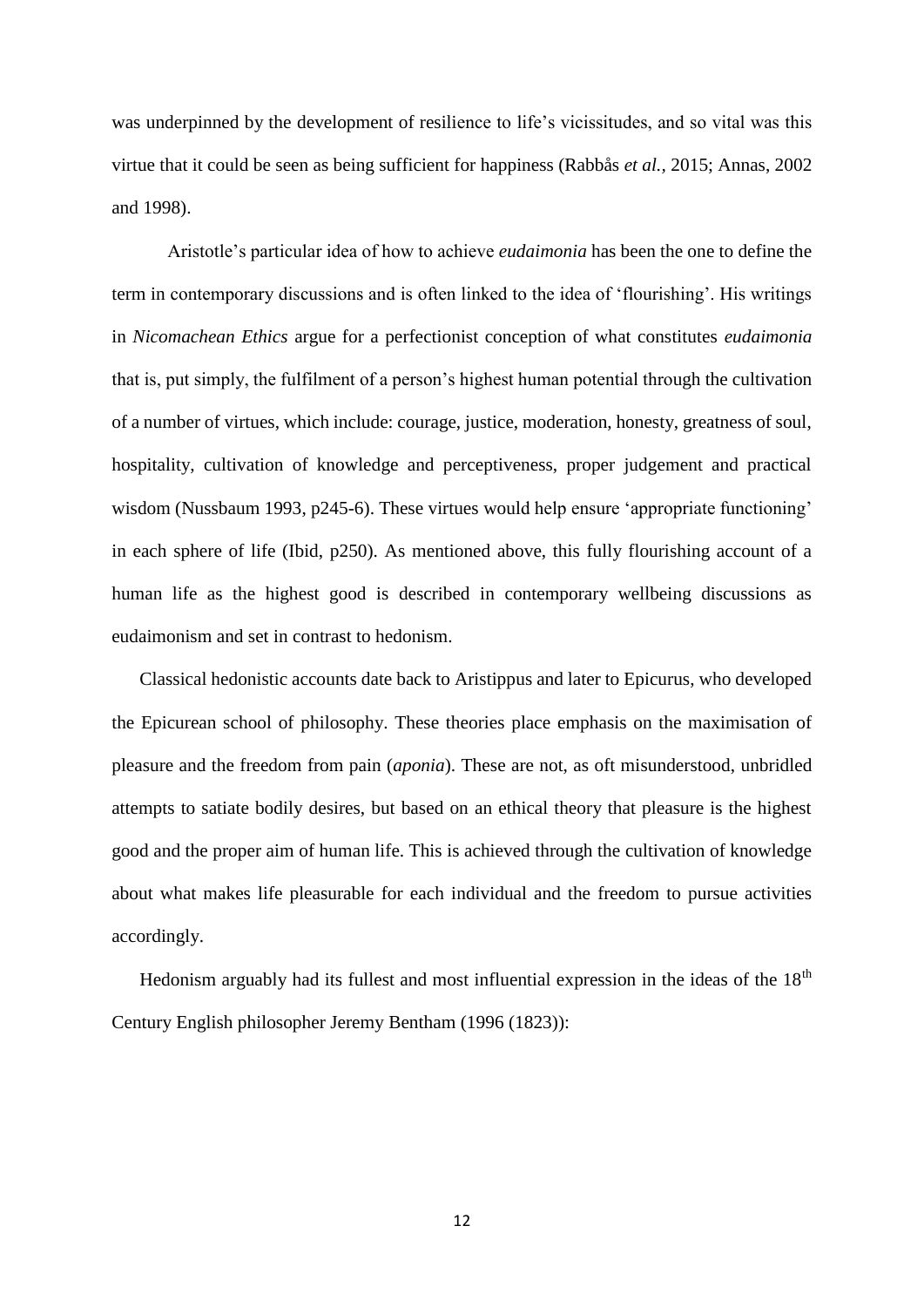was underpinned by the development of resilience to life's vicissitudes, and so vital was this virtue that it could be seen as being sufficient for happiness (Rabbås *et al.,* 2015; Annas, 2002 and 1998).

Aristotle's particular idea of how to achieve *eudaimonia* has been the one to define the term in contemporary discussions and is often linked to the idea of 'flourishing'. His writings in *Nicomachean Ethics* argue for a perfectionist conception of what constitutes *eudaimonia* that is, put simply, the fulfilment of a person's highest human potential through the cultivation of a number of virtues, which include: courage, justice, moderation, honesty, greatness of soul, hospitality, cultivation of knowledge and perceptiveness, proper judgement and practical wisdom (Nussbaum 1993, p245-6). These virtues would help ensure 'appropriate functioning' in each sphere of life (Ibid, p250). As mentioned above, this fully flourishing account of a human life as the highest good is described in contemporary wellbeing discussions as eudaimonism and set in contrast to hedonism.

Classical hedonistic accounts date back to Aristippus and later to Epicurus, who developed the Epicurean school of philosophy. These theories place emphasis on the maximisation of pleasure and the freedom from pain (*aponia*). These are not, as oft misunderstood, unbridled attempts to satiate bodily desires, but based on an ethical theory that pleasure is the highest good and the proper aim of human life. This is achieved through the cultivation of knowledge about what makes life pleasurable for each individual and the freedom to pursue activities accordingly.

Hedonism arguably had its fullest and most influential expression in the ideas of the 18th Century English philosopher Jeremy Bentham (1996 (1823)):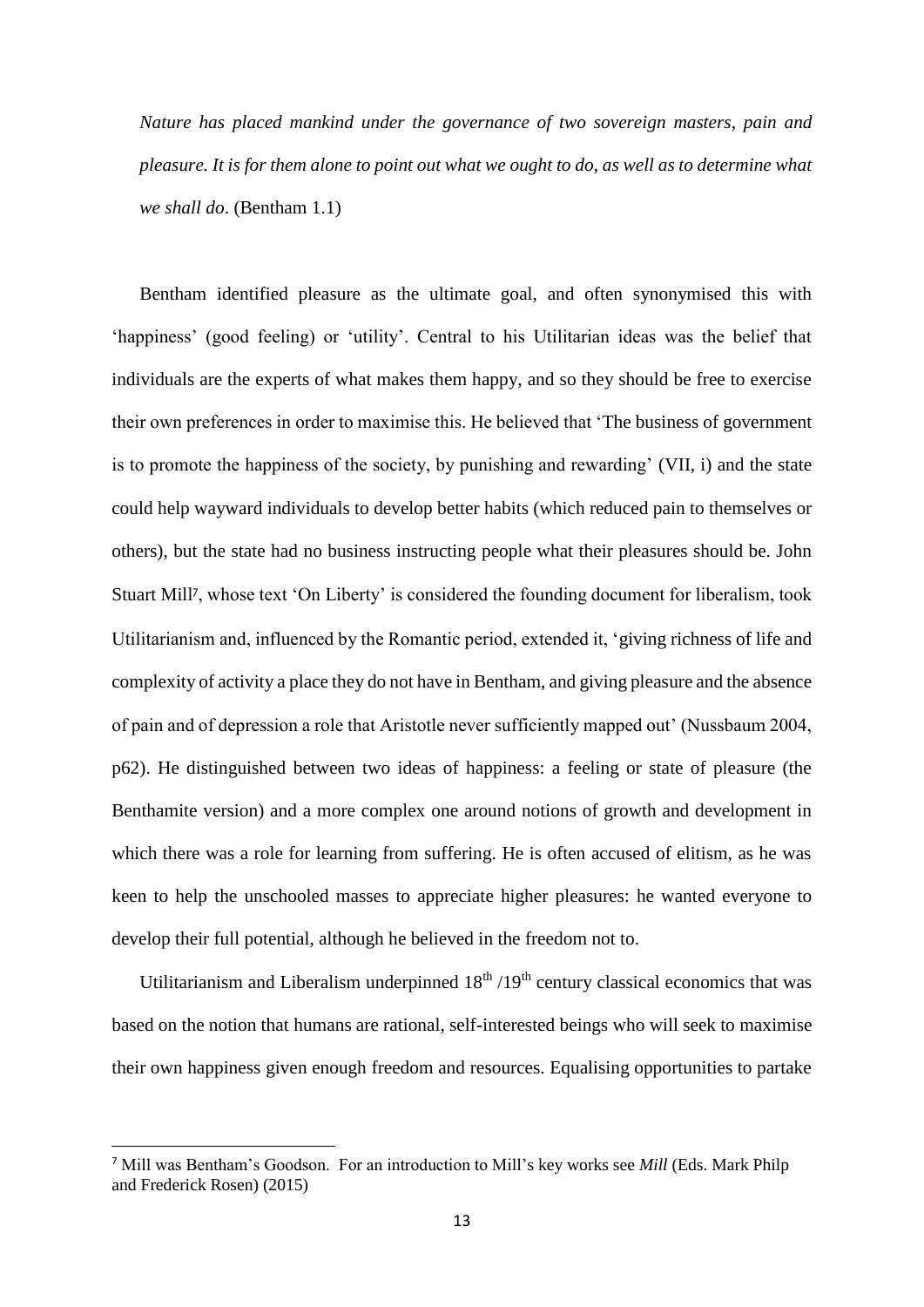*Nature has placed mankind under the governance of two sovereign masters, pain and pleasure. It is for them alone to point out what we ought to do, as well as to determine what we shall do*. (Bentham 1.1)

Bentham identified pleasure as the ultimate goal, and often synonymised this with 'happiness' (good feeling) or 'utility'. Central to his Utilitarian ideas was the belief that individuals are the experts of what makes them happy, and so they should be free to exercise their own preferences in order to maximise this. He believed that 'The business of government is to promote the happiness of the society, by punishing and rewarding' (VII, i) and the state could help wayward individuals to develop better habits (which reduced pain to themselves or others), but the state had no business instructing people what their pleasures should be. John Stuart Mill[7], whose text 'On Liberty' is considered the founding document for liberalism, took Utilitarianism and, influenced by the Romantic period, extended it, 'giving richness of life and complexity of activity a place they do not have in Bentham, and giving pleasure and the absence of pain and of depression a role that Aristotle never sufficiently mapped out' (Nussbaum 2004, p62). He distinguished between two ideas of happiness: a feeling or state of pleasure (the Benthamite version) and a more complex one around notions of growth and development in which there was a role for learning from suffering. He is often accused of elitism, as he was keen to help the unschooled masses to appreciate higher pleasures: he wanted everyone to develop their full potential, although he believed in the freedom not to.

Utilitarianism and Liberalism underpinned 18th /19th century classical economics that was based on the notion that humans are rational, self-interested beings who will seek to maximise their own happiness given enough freedom and resources. Equalising opportunities to partake

[7] Mill was Bentham's Goodson. For an introduction to Mill's key works see *Mill* (Eds. Mark Philp and Frederick Rosen) (2015)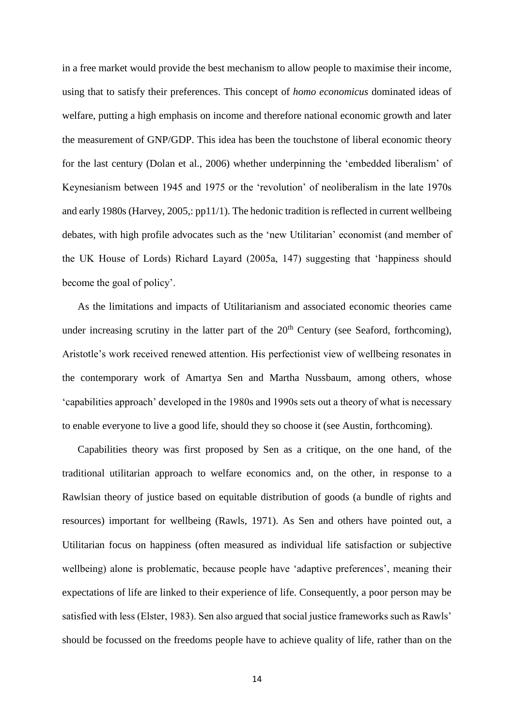in a free market would provide the best mechanism to allow people to maximise their income, using that to satisfy their preferences. This concept of *homo economicus* dominated ideas of welfare, putting a high emphasis on income and therefore national economic growth and later the measurement of GNP/GDP. This idea has been the touchstone of liberal economic theory for the last century (Dolan et al., 2006) whether underpinning the 'embedded liberalism' of Keynesianism between 1945 and 1975 or the 'revolution' of neoliberalism in the late 1970s and early 1980s (Harvey, 2005,: pp11/1). The hedonic tradition is reflected in current wellbeing debates, with high profile advocates such as the 'new Utilitarian' economist (and member of the UK House of Lords) Richard Layard (2005a, 147) suggesting that 'happiness should become the goal of policy'.

As the limitations and impacts of Utilitarianism and associated economic theories came under increasing scrutiny in the latter part of the 20th Century (see Seaford, forthcoming), Aristotle's work received renewed attention. His perfectionist view of wellbeing resonates in the contemporary work of Amartya Sen and Martha Nussbaum, among others, whose 'capabilities approach' developed in the 1980s and 1990s sets out a theory of what is necessary to enable everyone to live a good life, should they so choose it (see Austin, forthcoming).

Capabilities theory was first proposed by Sen as a critique, on the one hand, of the traditional utilitarian approach to welfare economics and, on the other, in response to a Rawlsian theory of justice based on equitable distribution of goods (a bundle of rights and resources) important for wellbeing (Rawls, 1971). As Sen and others have pointed out, a Utilitarian focus on happiness (often measured as individual life satisfaction or subjective wellbeing) alone is problematic, because people have 'adaptive preferences', meaning their expectations of life are linked to their experience of life. Consequently, a poor person may be satisfied with less (Elster, 1983). Sen also argued that social justice frameworks such as Rawls' should be focussed on the freedoms people have to achieve quality of life, rather than on the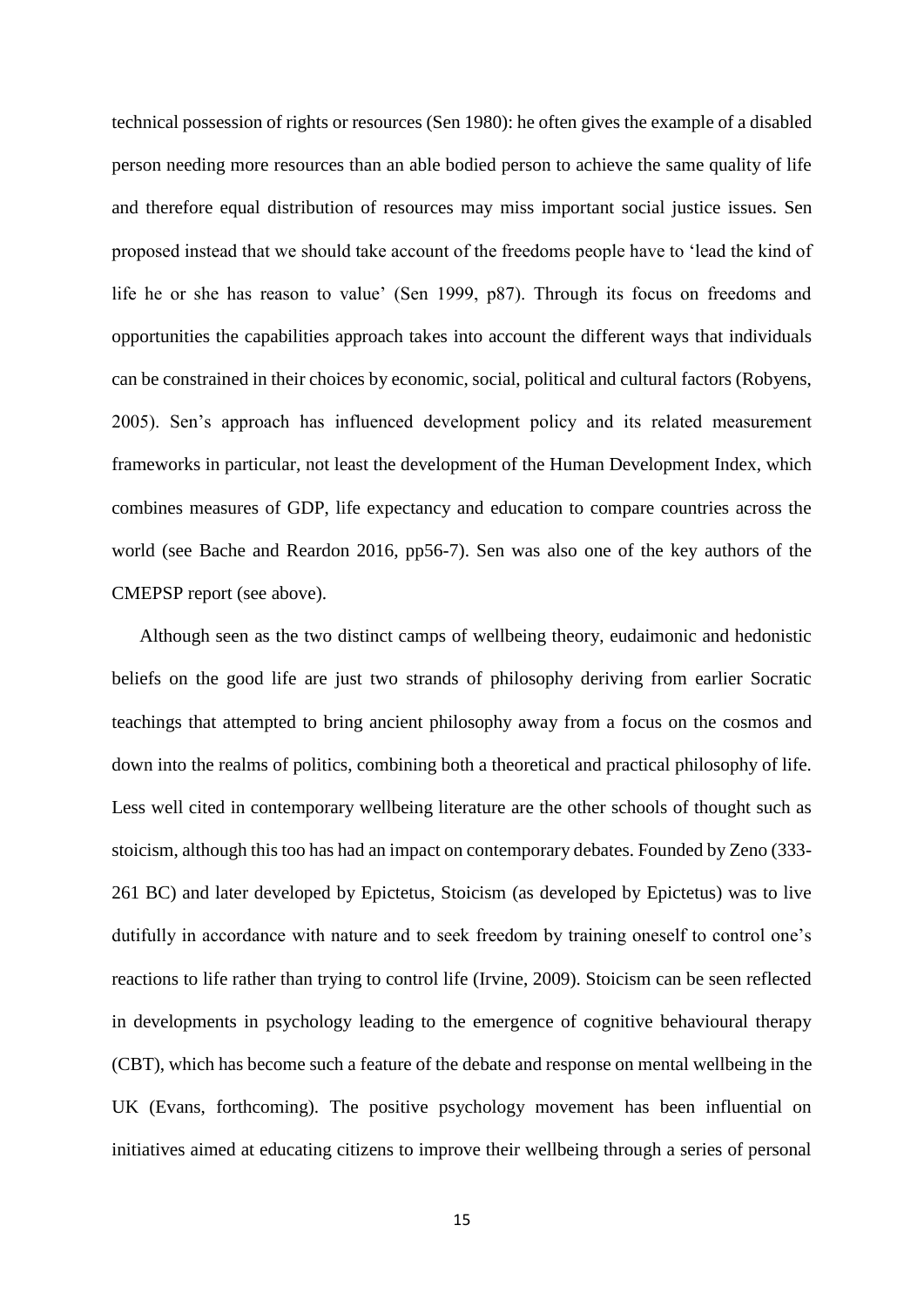technical possession of rights or resources (Sen 1980): he often gives the example of a disabled person needing more resources than an able bodied person to achieve the same quality of life and therefore equal distribution of resources may miss important social justice issues. Sen proposed instead that we should take account of the freedoms people have to 'lead the kind of life he or she has reason to value' (Sen 1999, p87). Through its focus on freedoms and opportunities the capabilities approach takes into account the different ways that individuals can be constrained in their choices by economic, social, political and cultural factors (Robyens, 2005). Sen's approach has influenced development policy and its related measurement frameworks in particular, not least the development of the Human Development Index, which combines measures of GDP, life expectancy and education to compare countries across the world (see Bache and Reardon 2016, pp56-7). Sen was also one of the key authors of the CMEPSP report (see above).

Although seen as the two distinct camps of wellbeing theory, eudaimonic and hedonistic beliefs on the good life are just two strands of philosophy deriving from earlier Socratic teachings that attempted to bring ancient philosophy away from a focus on the cosmos and down into the realms of politics, combining both a theoretical and practical philosophy of life. Less well cited in contemporary wellbeing literature are the other schools of thought such as stoicism, although this too has had an impact on contemporary debates. Founded by Zeno (333-261 BC) and later developed by Epictetus, Stoicism (as developed by Epictetus) was to live dutifully in accordance with nature and to seek freedom by training oneself to control one's reactions to life rather than trying to control life (Irvine, 2009). Stoicism can be seen reflected in developments in psychology leading to the emergence of cognitive behavioural therapy (CBT), which has become such a feature of the debate and response on mental wellbeing in the UK (Evans, forthcoming). The positive psychology movement has been influential on initiatives aimed at educating citizens to improve their wellbeing through a series of personal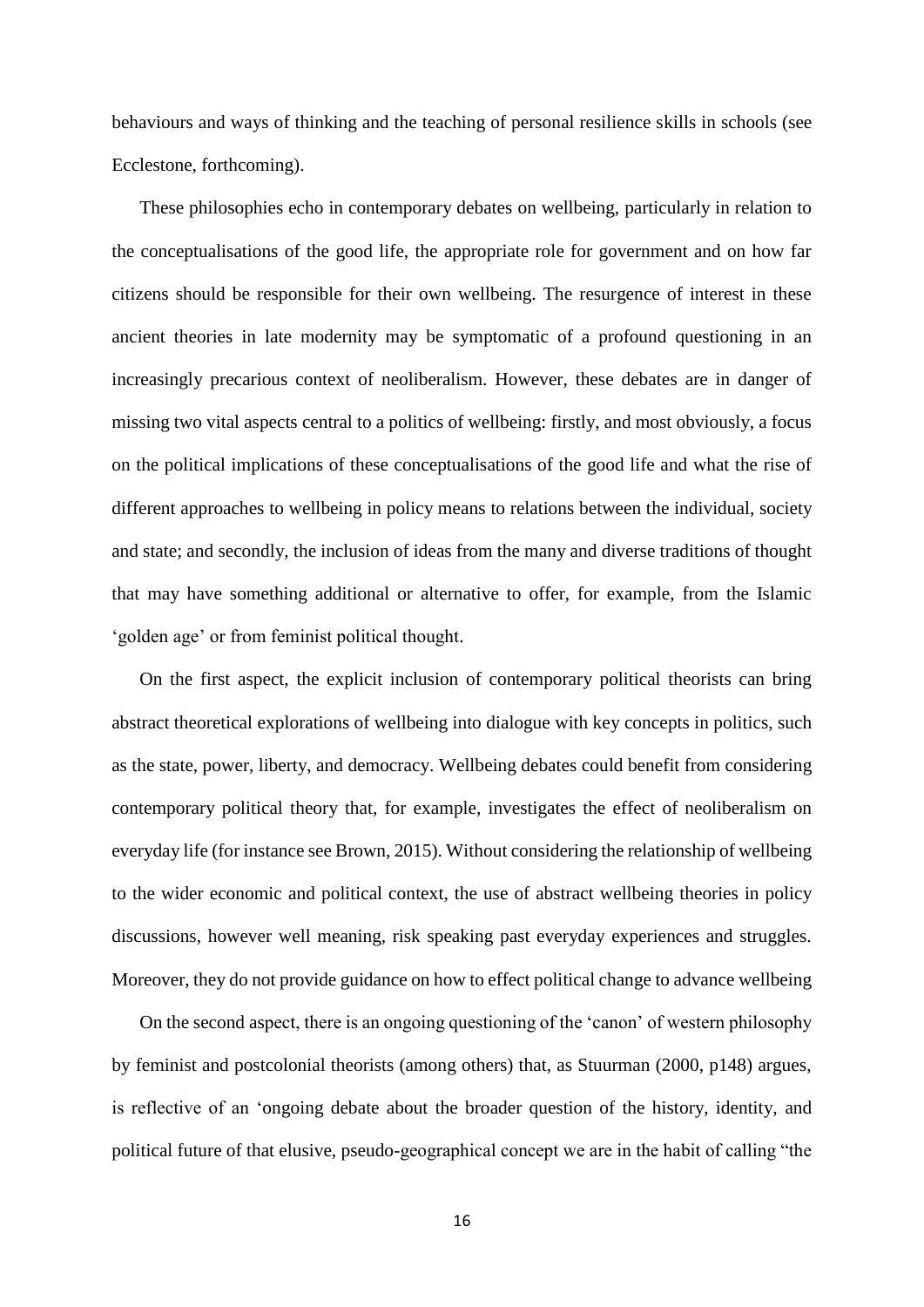behaviours and ways of thinking and the teaching of personal resilience skills in schools (see Ecclestone, forthcoming).

These philosophies echo in contemporary debates on wellbeing, particularly in relation to the conceptualisations of the good life, the appropriate role for government and on how far citizens should be responsible for their own wellbeing. The resurgence of interest in these ancient theories in late modernity may be symptomatic of a profound questioning in an increasingly precarious context of neoliberalism. However, these debates are in danger of missing two vital aspects central to a politics of wellbeing: firstly, and most obviously, a focus on the political implications of these conceptualisations of the good life and what the rise of different approaches to wellbeing in policy means to relations between the individual, society and state; and secondly, the inclusion of ideas from the many and diverse traditions of thought that may have something additional or alternative to offer, for example, from the Islamic 'golden age' or from feminist political thought.

On the first aspect, the explicit inclusion of contemporary political theorists can bring abstract theoretical explorations of wellbeing into dialogue with key concepts in politics, such as the state, power, liberty, and democracy. Wellbeing debates could benefit from considering contemporary political theory that, for example, investigates the effect of neoliberalism on everyday life (for instance see Brown, 2015). Without considering the relationship of wellbeing to the wider economic and political context, the use of abstract wellbeing theories in policy discussions, however well meaning, risk speaking past everyday experiences and struggles. Moreover, they do not provide guidance on how to effect political change to advance wellbeing

On the second aspect, there is an ongoing questioning of the 'canon' of western philosophy by feminist and postcolonial theorists (among others) that, as Stuurman (2000, p148) argues, is reflective of an 'ongoing debate about the broader question of the history, identity, and political future of that elusive, pseudo-geographical concept we are in the habit of calling "the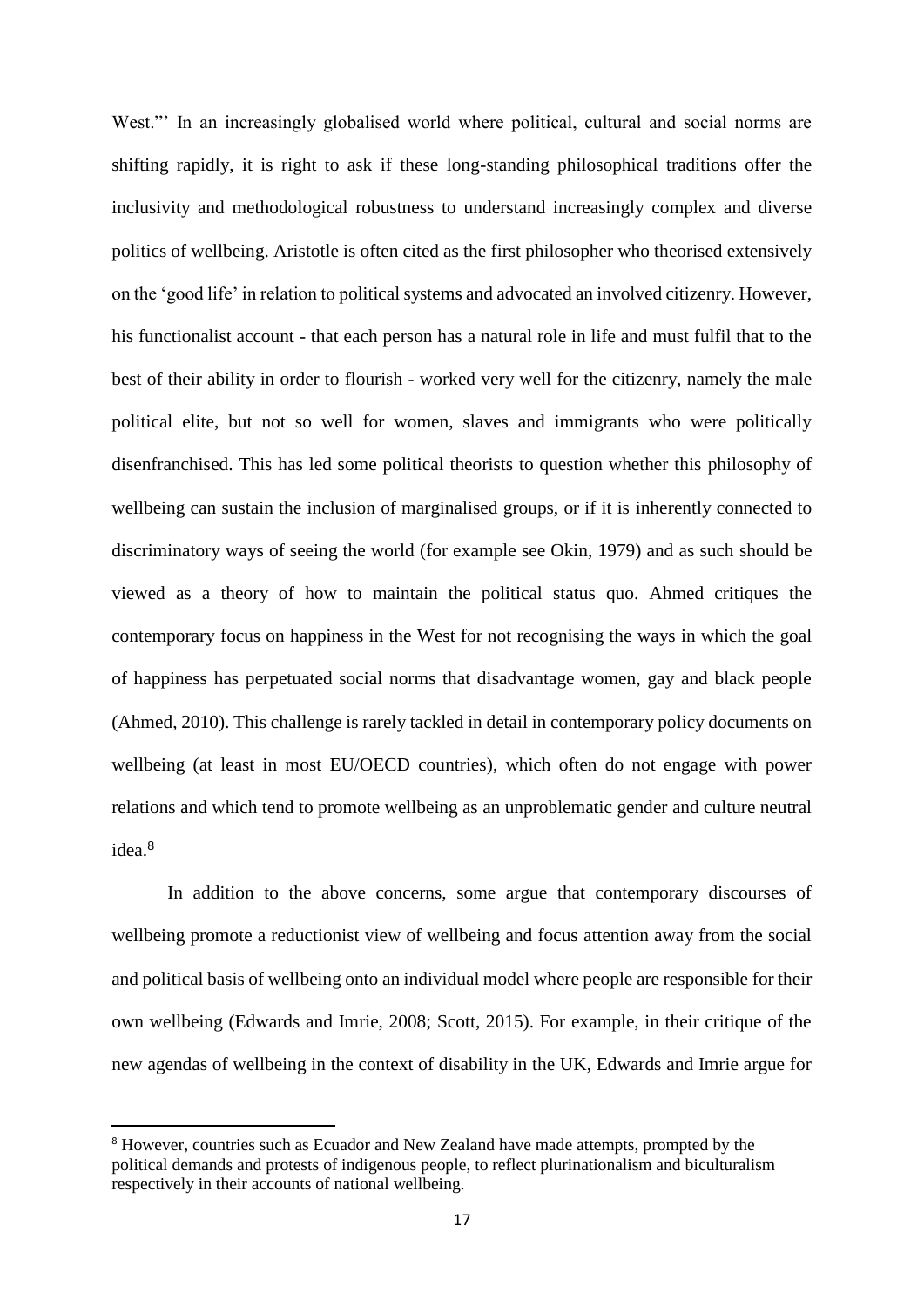West."' In an increasingly globalised world where political, cultural and social norms are shifting rapidly, it is right to ask if these long-standing philosophical traditions offer the inclusivity and methodological robustness to understand increasingly complex and diverse politics of wellbeing. Aristotle is often cited as the first philosopher who theorised extensively on the 'good life' in relation to political systems and advocated an involved citizenry. However, his functionalist account - that each person has a natural role in life and must fulfil that to the best of their ability in order to flourish - worked very well for the citizenry, namely the male political elite, but not so well for women, slaves and immigrants who were politically disenfranchised. This has led some political theorists to question whether this philosophy of wellbeing can sustain the inclusion of marginalised groups, or if it is inherently connected to discriminatory ways of seeing the world (for example see Okin, 1979) and as such should be viewed as a theory of how to maintain the political status quo. Ahmed critiques the contemporary focus on happiness in the West for not recognising the ways in which the goal of happiness has perpetuated social norms that disadvantage women, gay and black people (Ahmed, 2010). This challenge is rarely tackled in detail in contemporary policy documents on wellbeing (at least in most EU/OECD countries), which often do not engage with power relations and which tend to promote wellbeing as an unproblematic gender and culture neutral idea.[8]

In addition to the above concerns, some argue that contemporary discourses of wellbeing promote a reductionist view of wellbeing and focus attention away from the social and political basis of wellbeing onto an individual model where people are responsible for their own wellbeing (Edwards and Imrie, 2008; Scott, 2015). For example, in their critique of the new agendas of wellbeing in the context of disability in the UK, Edwards and Imrie argue for

[8] However, countries such as Ecuador and New Zealand have made attempts, prompted by the political demands and protests of indigenous people, to reflect plurinationalism and biculturalism respectively in their accounts of national wellbeing.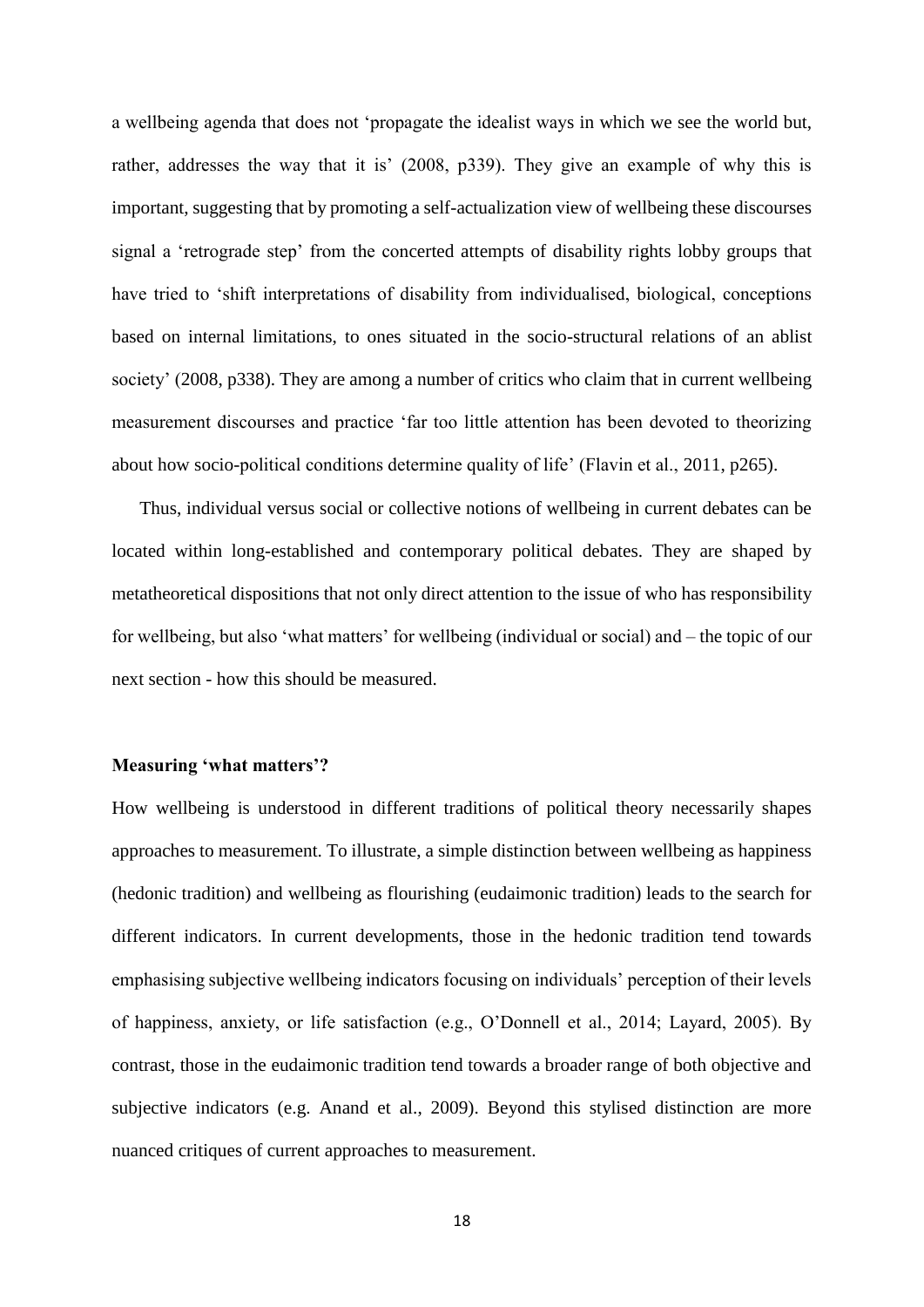a wellbeing agenda that does not 'propagate the idealist ways in which we see the world but, rather, addresses the way that it is' (2008, p339). They give an example of why this is important, suggesting that by promoting a self-actualization view of wellbeing these discourses signal a 'retrograde step' from the concerted attempts of disability rights lobby groups that have tried to 'shift interpretations of disability from individualised, biological, conceptions based on internal limitations, to ones situated in the socio-structural relations of an ablist society' (2008, p338). They are among a number of critics who claim that in current wellbeing measurement discourses and practice 'far too little attention has been devoted to theorizing about how socio-political conditions determine quality of life' (Flavin et al., 2011, p265).

Thus, individual versus social or collective notions of wellbeing in current debates can be located within long-established and contemporary political debates. They are shaped by metatheoretical dispositions that not only direct attention to the issue of who has responsibility for wellbeing, but also 'what matters' for wellbeing (individual or social) and – the topic of our next section - how this should be measured.

**Measuring 'what matters'?**

How wellbeing is understood in different traditions of political theory necessarily shapes approaches to measurement. To illustrate, a simple distinction between wellbeing as happiness (hedonic tradition) and wellbeing as flourishing (eudaimonic tradition) leads to the search for different indicators. In current developments, those in the hedonic tradition tend towards emphasising subjective wellbeing indicators focusing on individuals' perception of their levels of happiness, anxiety, or life satisfaction (e.g., O'Donnell et al., 2014; Layard, 2005). By contrast, those in the eudaimonic tradition tend towards a broader range of both objective and subjective indicators (e.g. Anand et al., 2009). Beyond this stylised distinction are more nuanced critiques of current approaches to measurement.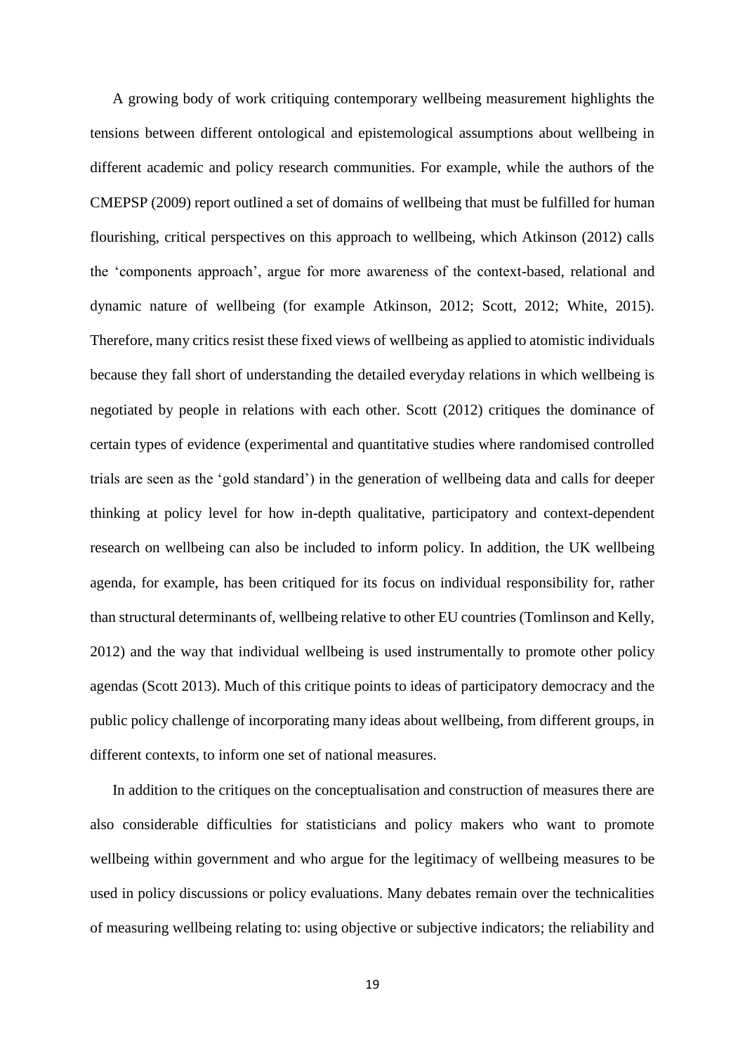A growing body of work critiquing contemporary wellbeing measurement highlights the tensions between different ontological and epistemological assumptions about wellbeing in different academic and policy research communities. For example, while the authors of the CMEPSP (2009) report outlined a set of domains of wellbeing that must be fulfilled for human flourishing, critical perspectives on this approach to wellbeing, which Atkinson (2012) calls the 'components approach', argue for more awareness of the context-based, relational and dynamic nature of wellbeing (for example Atkinson, 2012; Scott, 2012; White, 2015). Therefore, many critics resist these fixed views of wellbeing as applied to atomistic individuals because they fall short of understanding the detailed everyday relations in which wellbeing is negotiated by people in relations with each other. Scott (2012) critiques the dominance of certain types of evidence (experimental and quantitative studies where randomised controlled trials are seen as the 'gold standard') in the generation of wellbeing data and calls for deeper thinking at policy level for how in-depth qualitative, participatory and context-dependent research on wellbeing can also be included to inform policy. In addition, the UK wellbeing agenda, for example, has been critiqued for its focus on individual responsibility for, rather than structural determinants of, wellbeing relative to other EU countries (Tomlinson and Kelly, 2012) and the way that individual wellbeing is used instrumentally to promote other policy agendas (Scott 2013). Much of this critique points to ideas of participatory democracy and the public policy challenge of incorporating many ideas about wellbeing, from different groups, in different contexts, to inform one set of national measures.

In addition to the critiques on the conceptualisation and construction of measures there are also considerable difficulties for statisticians and policy makers who want to promote wellbeing within government and who argue for the legitimacy of wellbeing measures to be used in policy discussions or policy evaluations. Many debates remain over the technicalities of measuring wellbeing relating to: using objective or subjective indicators; the reliability and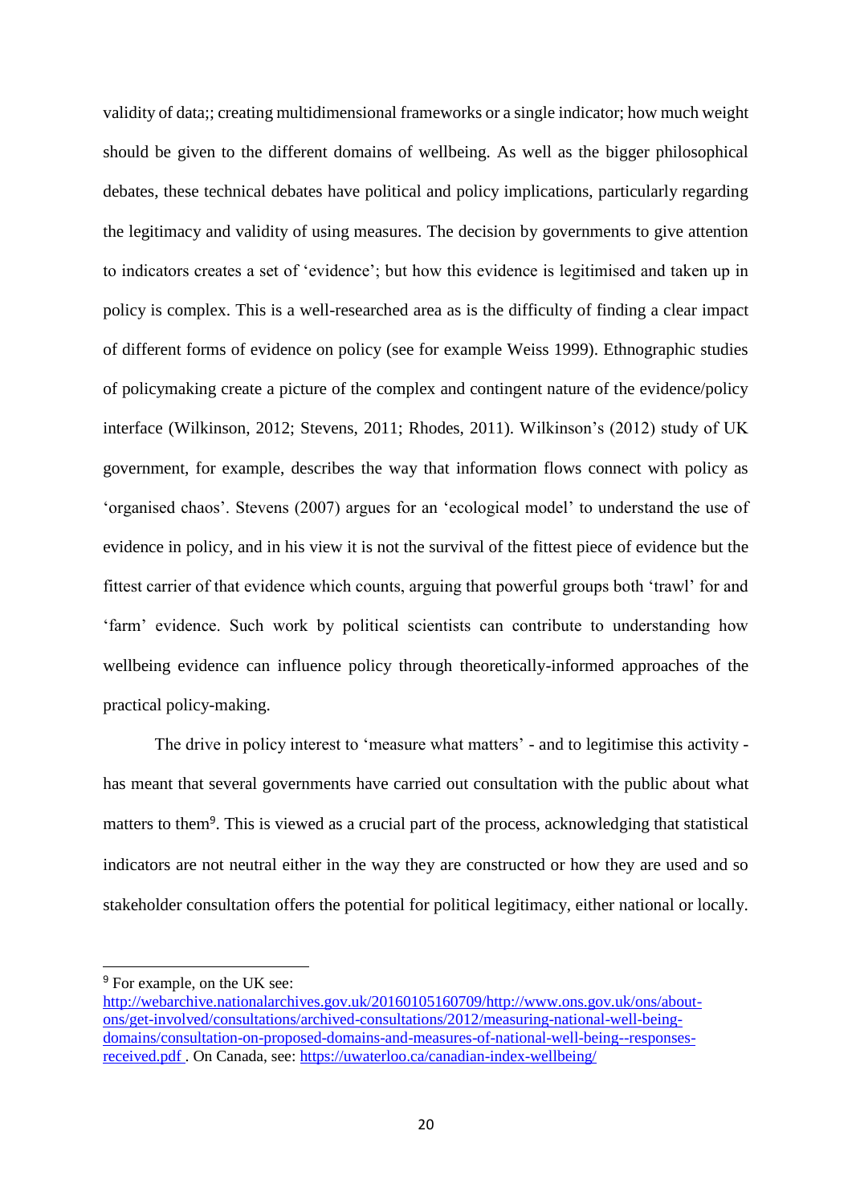validity of data;; creating multidimensional frameworks or a single indicator; how much weight should be given to the different domains of wellbeing. As well as the bigger philosophical debates, these technical debates have political and policy implications, particularly regarding the legitimacy and validity of using measures. The decision by governments to give attention to indicators creates a set of 'evidence'; but how this evidence is legitimised and taken up in policy is complex. This is a well-researched area as is the difficulty of finding a clear impact of different forms of evidence on policy (see for example Weiss 1999). Ethnographic studies of policymaking create a picture of the complex and contingent nature of the evidence/policy interface (Wilkinson, 2012; Stevens, 2011; Rhodes, 2011). Wilkinson's (2012) study of UK government, for example, describes the way that information flows connect with policy as 'organised chaos'. Stevens (2007) argues for an 'ecological model' to understand the use of evidence in policy, and in his view it is not the survival of the fittest piece of evidence but the fittest carrier of that evidence which counts, arguing that powerful groups both 'trawl' for and 'farm' evidence. Such work by political scientists can contribute to understanding how wellbeing evidence can influence policy through theoretically-informed approaches of the practical policy-making.

The drive in policy interest to 'measure what matters' - and to legitimise this activity - has meant that several governments have carried out consultation with the public about what matters to them[9]. This is viewed as a crucial part of the process, acknowledging that statistical indicators are not neutral either in the way they are constructed or how they are used and so stakeholder consultation offers the potential for political legitimacy, either national or locally.

---

[9] For example, on the UK see: http://webarchive.nationalarchives.gov.uk/20160105160709/http://www.ons.gov.uk/ons/about-ons/get-involved/consultations/archived-consultations/2012/measuring-national-well-being-domains/consultation-on-proposed-domains-and-measures-of-national-well-being--responses-received.pdf . On Canada, see: https://uwaterloo.ca/canadian-index-wellbeing/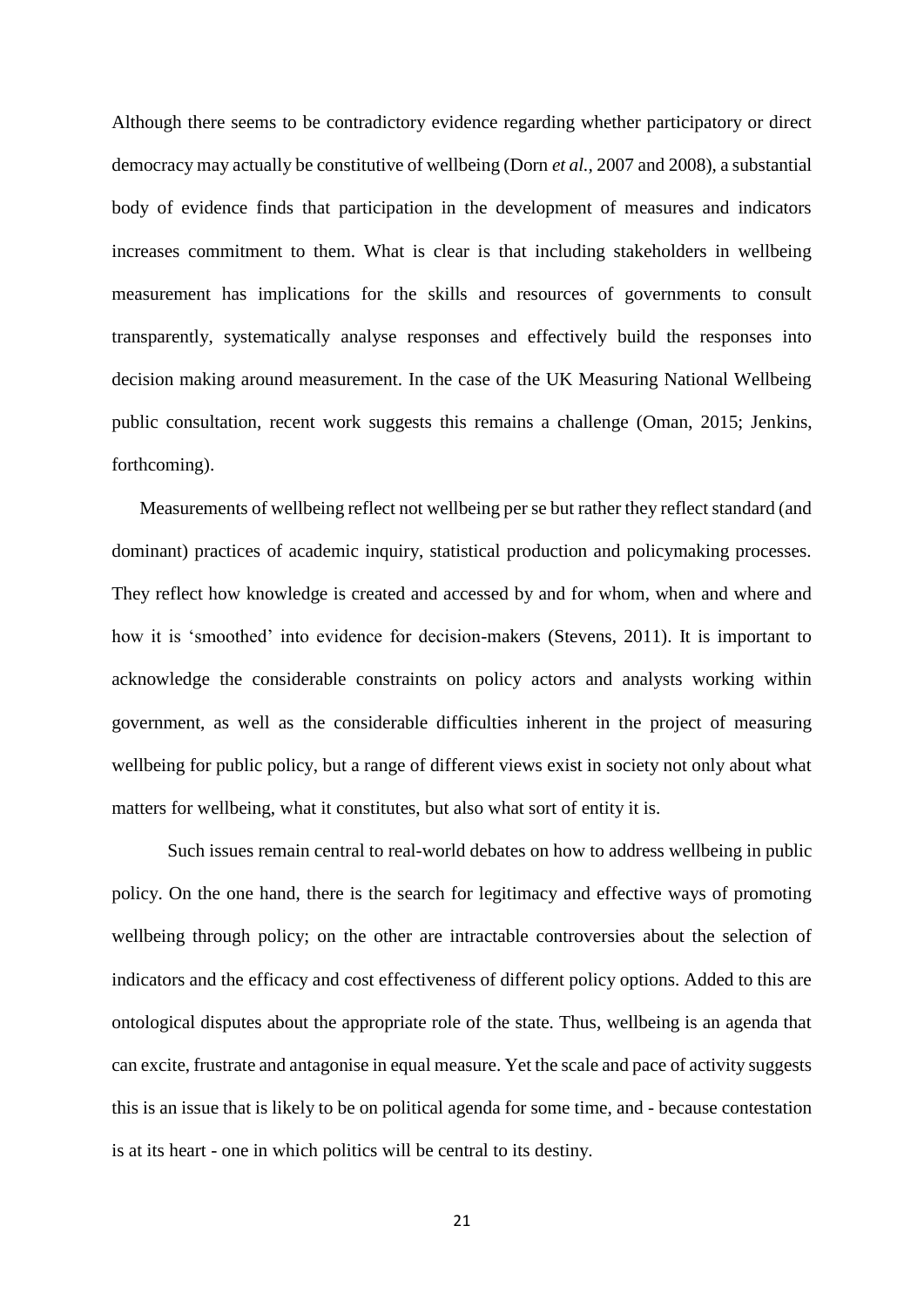Although there seems to be contradictory evidence regarding whether participatory or direct democracy may actually be constitutive of wellbeing (Dorn *et al.,* 2007 and 2008), a substantial body of evidence finds that participation in the development of measures and indicators increases commitment to them. What is clear is that including stakeholders in wellbeing measurement has implications for the skills and resources of governments to consult transparently, systematically analyse responses and effectively build the responses into decision making around measurement. In the case of the UK Measuring National Wellbeing public consultation, recent work suggests this remains a challenge (Oman, 2015; Jenkins, forthcoming).

Measurements of wellbeing reflect not wellbeing per se but rather they reflect standard (and dominant) practices of academic inquiry, statistical production and policymaking processes. They reflect how knowledge is created and accessed by and for whom, when and where and how it is 'smoothed' into evidence for decision-makers (Stevens, 2011). It is important to acknowledge the considerable constraints on policy actors and analysts working within government, as well as the considerable difficulties inherent in the project of measuring wellbeing for public policy, but a range of different views exist in society not only about what matters for wellbeing, what it constitutes, but also what sort of entity it is.

Such issues remain central to real-world debates on how to address wellbeing in public policy. On the one hand, there is the search for legitimacy and effective ways of promoting wellbeing through policy; on the other are intractable controversies about the selection of indicators and the efficacy and cost effectiveness of different policy options. Added to this are ontological disputes about the appropriate role of the state. Thus, wellbeing is an agenda that can excite, frustrate and antagonise in equal measure. Yet the scale and pace of activity suggests this is an issue that is likely to be on political agenda for some time, and - because contestation is at its heart - one in which politics will be central to its destiny.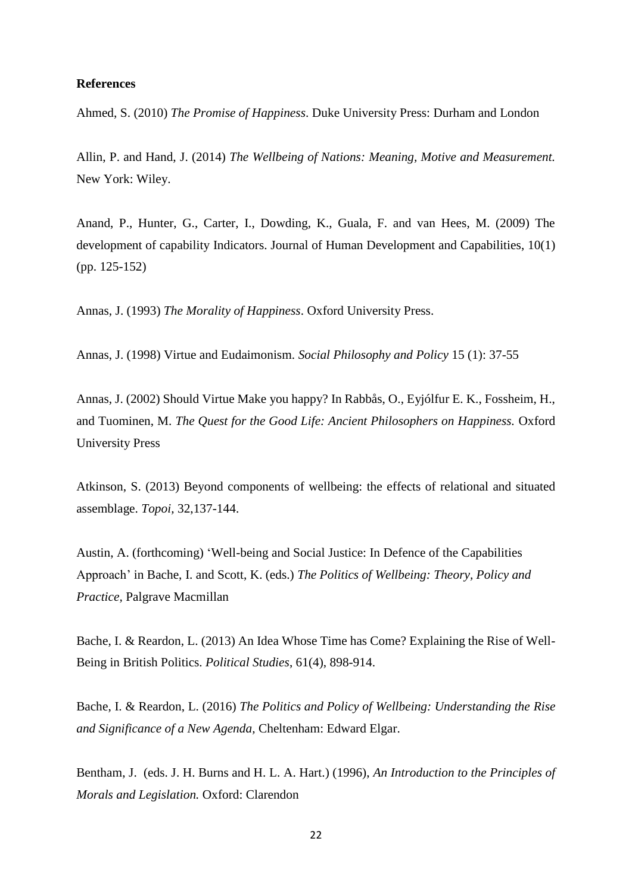**References**

Ahmed, S. (2010) *The Promise of Happiness*. Duke University Press: Durham and London

Allin, P. and Hand, J. (2014) *The Wellbeing of Nations: Meaning, Motive and Measurement.* New York: Wiley.

Anand, P., Hunter, G., Carter, I., Dowding, K., Guala, F. and van Hees, M. (2009) The development of capability Indicators. Journal of Human Development and Capabilities, 10(1) (pp. 125-152)

Annas, J. (1993) *The Morality of Happiness*. Oxford University Press.

Annas, J. (1998) Virtue and Eudaimonism. *Social Philosophy and Policy* 15 (1): 37-55

Annas, J. (2002) Should Virtue Make you happy? In Rabbås, O., Eyjólfur E. K., Fossheim, H., and Tuominen, M. *The Quest for the Good Life: Ancient Philosophers on Happiness.* Oxford University Press

Atkinson, S. (2013) Beyond components of wellbeing: the effects of relational and situated assemblage. *Topoi,* 32,137-144.

Austin, A. (forthcoming) 'Well-being and Social Justice: In Defence of the Capabilities Approach' in Bache, I. and Scott, K. (eds.) *The Politics of Wellbeing: Theory, Policy and Practice,* Palgrave Macmillan

Bache, I. & Reardon, L. (2013) An Idea Whose Time has Come? Explaining the Rise of Well-Being in British Politics. *Political Studies*, 61(4), 898-914.

Bache, I. & Reardon, L. (2016) *The Politics and Policy of Wellbeing: Understanding the Rise and Significance of a New Agenda,* Cheltenham: Edward Elgar.

Bentham, J. (eds. J. H. Burns and H. L. A. Hart.) (1996), *An Introduction to the Principles of Morals and Legislation.* Oxford: Clarendon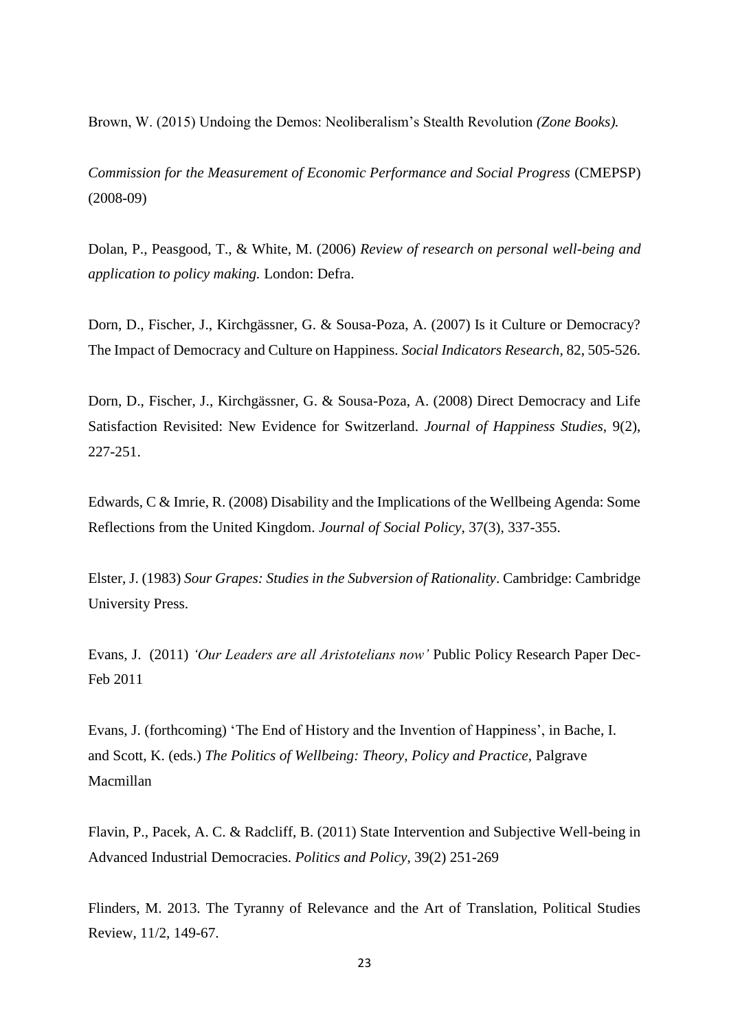Brown, W. (2015) Undoing the Demos: Neoliberalism's Stealth Revolution *(Zone Books).*

*Commission for the Measurement of Economic Performance and Social Progress* (CMEPSP) (2008-09)

Dolan, P., Peasgood, T., & White, M. (2006) *Review of research on personal well-being and application to policy making.* London: Defra.

Dorn, D., Fischer, J., Kirchgässner, G. & Sousa-Poza, A. (2007) Is it Culture or Democracy? The Impact of Democracy and Culture on Happiness. *Social Indicators Research*, 82, 505-526.

Dorn, D., Fischer, J., Kirchgässner, G. & Sousa-Poza, A. (2008) Direct Democracy and Life Satisfaction Revisited: New Evidence for Switzerland. *Journal of Happiness Studies*, 9(2), 227-251.

Edwards, C & Imrie, R. (2008) Disability and the Implications of the Wellbeing Agenda: Some Reflections from the United Kingdom. *Journal of Social Policy*, 37(3), 337-355.

Elster, J. (1983) *Sour Grapes: Studies in the Subversion of Rationality*. Cambridge: Cambridge University Press.

Evans, J. (2011) *'Our Leaders are all Aristotelians now'* Public Policy Research Paper Dec-Feb 2011

Evans, J. (forthcoming) 'The End of History and the Invention of Happiness', in Bache, I. and Scott, K. (eds.) *The Politics of Wellbeing: Theory, Policy and Practice*, Palgrave Macmillan

Flavin, P., Pacek, A. C. & Radcliff, B. (2011) State Intervention and Subjective Well-being in Advanced Industrial Democracies. *Politics and Policy*, 39(2) 251-269

Flinders, M. 2013. The Tyranny of Relevance and the Art of Translation, Political Studies Review, 11/2, 149-67.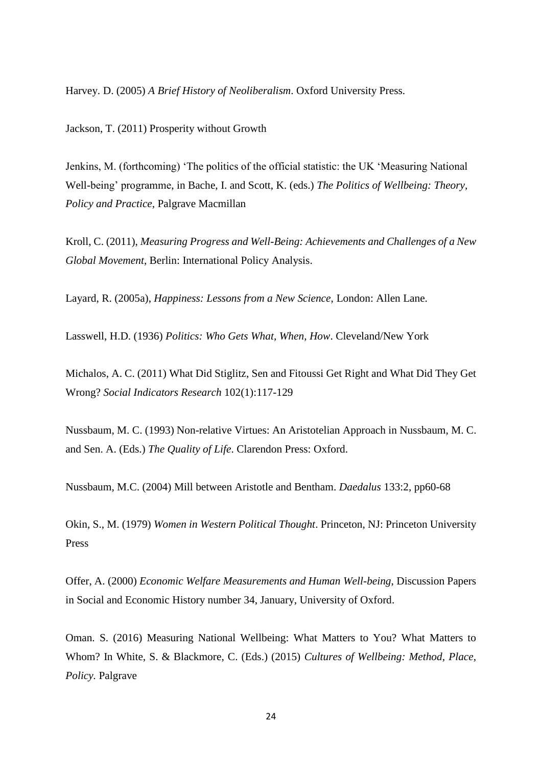Harvey. D. (2005) *A Brief History of Neoliberalism*. Oxford University Press.

Jackson, T. (2011) Prosperity without Growth

Jenkins, M. (forthcoming) 'The politics of the official statistic: the UK 'Measuring National Well-being' programme, in Bache, I. and Scott, K. (eds.) *The Politics of Wellbeing: Theory, Policy and Practice*, Palgrave Macmillan

Kroll, C. (2011), *Measuring Progress and Well-Being: Achievements and Challenges of a New Global Movement*, Berlin: International Policy Analysis.

Layard, R. (2005a), *Happiness: Lessons from a New Science*, London: Allen Lane.

Lasswell, H.D. (1936) *Politics: Who Gets What, When, How*. Cleveland/New York

Michalos, A. C. (2011) What Did Stiglitz, Sen and Fitoussi Get Right and What Did They Get Wrong? *Social Indicators Research* 102(1):117-129

Nussbaum, M. C. (1993) Non-relative Virtues: An Aristotelian Approach in Nussbaum, M. C. and Sen. A. (Eds.) *The Quality of Life*. Clarendon Press: Oxford.

Nussbaum, M.C. (2004) Mill between Aristotle and Bentham. *Daedalus* 133:2, pp60-68

Okin, S., M. (1979) *Women in Western Political Thought*. Princeton, NJ: Princeton University Press

Offer, A. (2000) *Economic Welfare Measurements and Human Well-being*, Discussion Papers in Social and Economic History number 34, January, University of Oxford.

Oman. S. (2016) Measuring National Wellbeing: What Matters to You? What Matters to Whom? In White, S. & Blackmore, C. (Eds.) (2015) *Cultures of Wellbeing: Method, Place, Policy*. Palgrave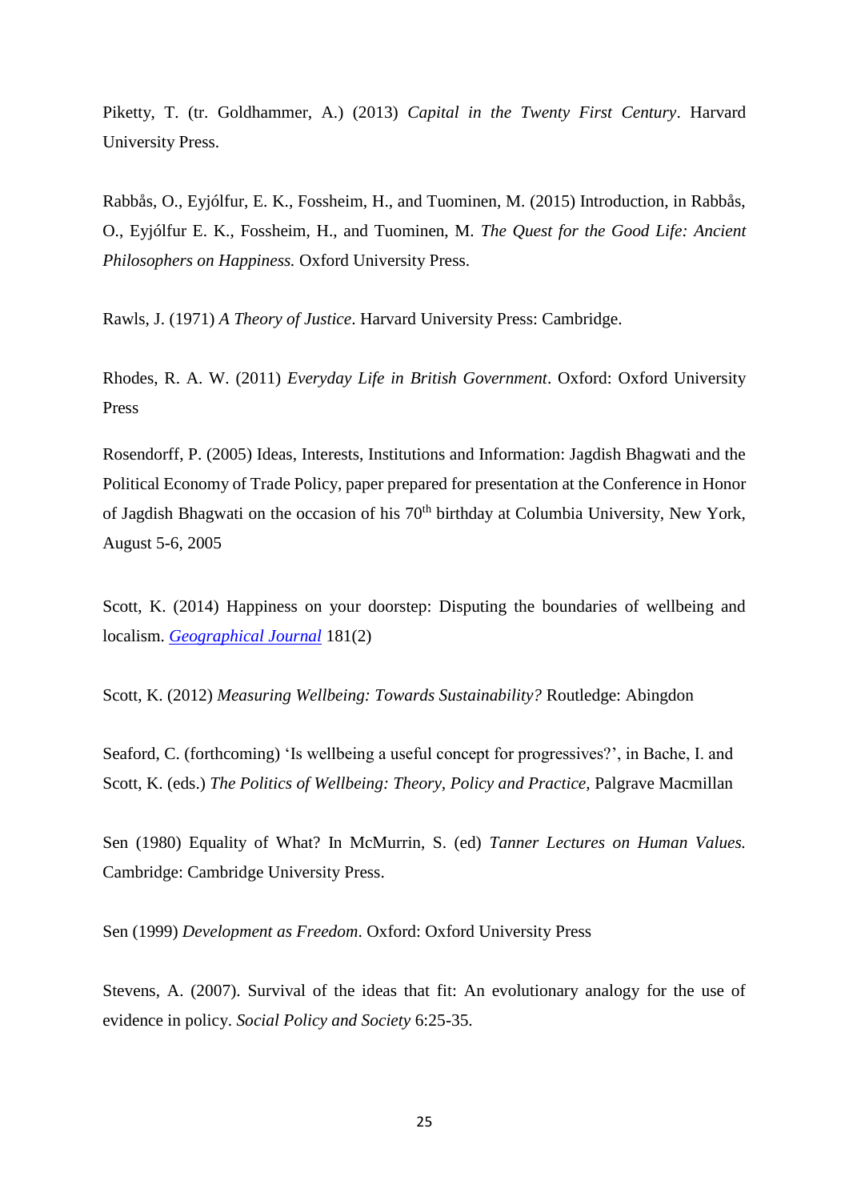Piketty, T. (tr. Goldhammer, A.) (2013) *Capital in the Twenty First Century*. Harvard University Press.

Rabbås, O., Eyjólfur, E. K., Fossheim, H., and Tuominen, M. (2015) Introduction, in Rabbås, O., Eyjólfur E. K., Fossheim, H., and Tuominen, M. *The Quest for the Good Life: Ancient Philosophers on Happiness.* Oxford University Press.

Rawls, J. (1971) *A Theory of Justice*. Harvard University Press: Cambridge.

Rhodes, R. A. W. (2011) *Everyday Life in British Government*. Oxford: Oxford University Press

Rosendorff, P. (2005) Ideas, Interests, Institutions and Information: Jagdish Bhagwati and the Political Economy of Trade Policy, paper prepared for presentation at the Conference in Honor of Jagdish Bhagwati on the occasion of his 70th birthday at Columbia University, New York, August 5-6, 2005

Scott, K. (2014) Happiness on your doorstep: Disputing the boundaries of wellbeing and localism. *Geographical Journal* 181(2)

Scott, K. (2012) *Measuring Wellbeing: Towards Sustainability?* Routledge: Abingdon

Seaford, C. (forthcoming) 'Is wellbeing a useful concept for progressives?', in Bache, I. and Scott, K. (eds.) *The Politics of Wellbeing: Theory, Policy and Practice,* Palgrave Macmillan

Sen (1980) Equality of What? In McMurrin, S. (ed) *Tanner Lectures on Human Values.* Cambridge: Cambridge University Press.

Sen (1999) *Development as Freedom*. Oxford: Oxford University Press

Stevens, A. (2007). Survival of the ideas that fit: An evolutionary analogy for the use of evidence in policy. *Social Policy and Society* 6:25-35.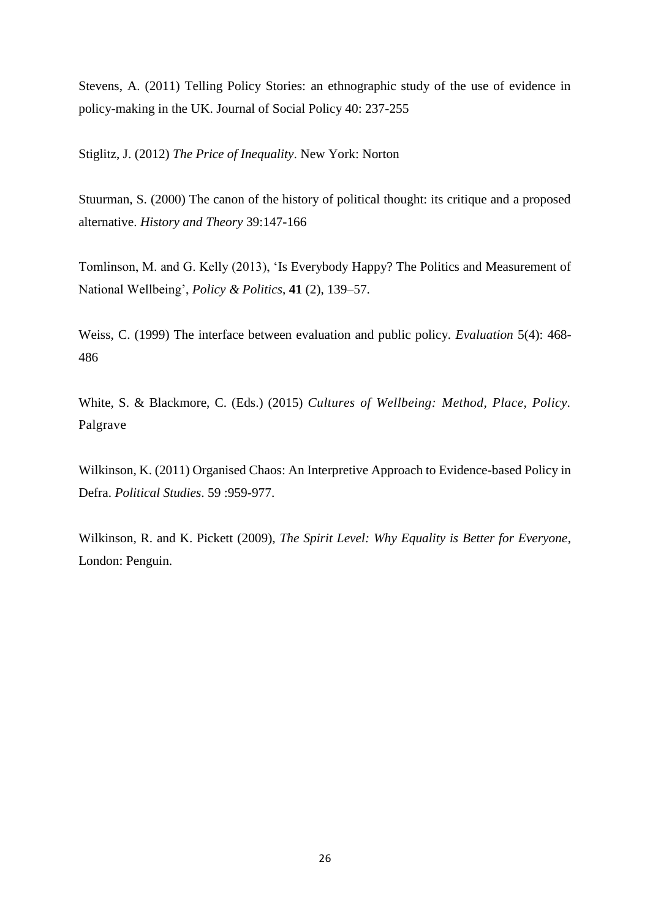Stevens, A. (2011) Telling Policy Stories: an ethnographic study of the use of evidence in policy-making in the UK. Journal of Social Policy 40: 237-255

Stiglitz, J. (2012) *The Price of Inequality*. New York: Norton

Stuurman, S. (2000) The canon of the history of political thought: its critique and a proposed alternative. *History and Theory* 39:147-166

Tomlinson, M. and G. Kelly (2013), 'Is Everybody Happy? The Politics and Measurement of National Wellbeing', *Policy & Politics*, **41** (2), 139–57.

Weiss, C. (1999) The interface between evaluation and public policy. *Evaluation* 5(4): 468-486

White, S. & Blackmore, C. (Eds.) (2015) *Cultures of Wellbeing: Method, Place, Policy*. Palgrave

Wilkinson, K. (2011) Organised Chaos: An Interpretive Approach to Evidence-based Policy in Defra. *Political Studies*. 59 :959-977.

Wilkinson, R. and K. Pickett (2009), *The Spirit Level: Why Equality is Better for Everyone*, London: Penguin.